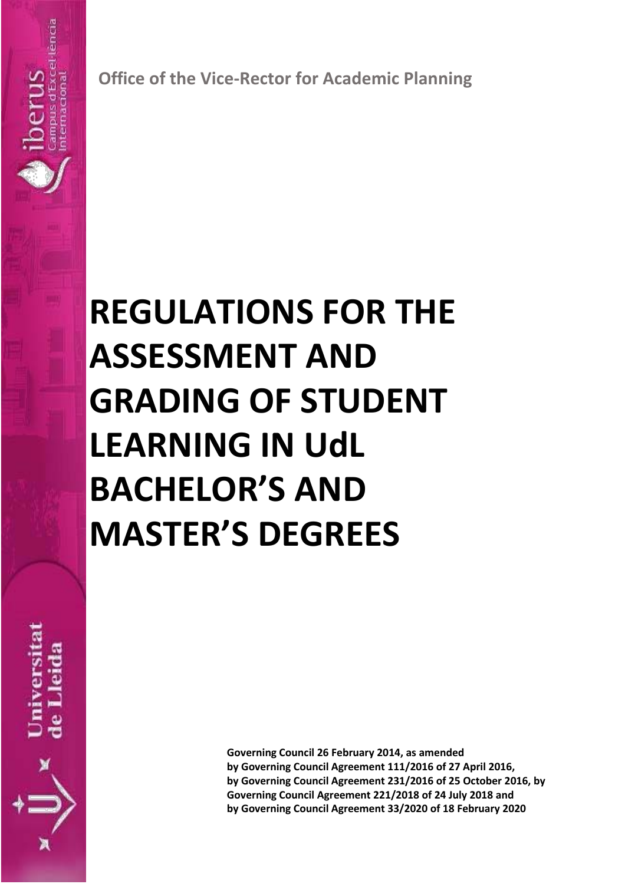Office of the Vice-Rector for Academic Planning

# REGULATIONS FOR THE ASSESSMENT AND GRADING OF STUDENT LEARNING IN UdL BACHELOR'S AND MASTER'S DEGREES

**Governing Council 26 February 2014, as amended by Governing Council Agreement 111/2016 of 27 April 2016, by Governing Council Agreement 231/2016 of 25 October 2016, by Governing Council Agreement 221/2018 of 24 July 2018 and by Governing Council Agreement 33/2020 of 18 February 2020**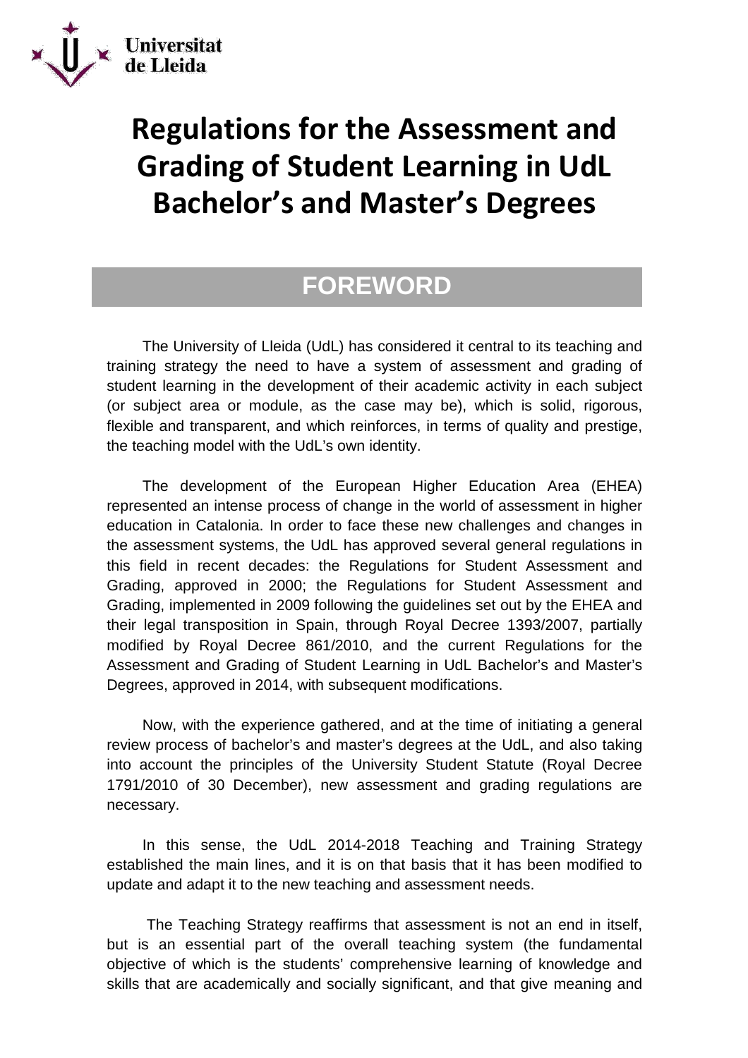# Regulations for the Assessment and Grading of Student Learning in UdL Bachelor's and Master's Degrees

## FOREWORD

The University of Lleida (UdL) has considered it central to its teaching and training strategy the need to have a system of assessment and grading of student learning in the development of their academic activity in each subject (or subject area or module, as the case may be), which is solid, rigorous, flexible and transparent, and which reinforces, in terms of quality and prestige, the teaching model with the UdL's own identity.

The development of the European Higher Education Area (EHEA) represented an intense process of change in the world of assessment in higher education in Catalonia. In order to face these new challenges and changes in the assessment systems, the UdL has approved several general regulations in this field in recent decades: the Regulations for Student Assessment and Grading, approved in 2000; the Regulations for Student Assessment and Grading, implemented in 2009 following the guidelines set out by the EHEA and their legal transposition in Spain, through Royal Decree 1393/2007, partially modified by Royal Decree 861/2010, and the current Regulations for the Assessment and Grading of Student Learning in UdL Bachelor's and Master's Degrees, approved in 2014, with subsequent modifications.

Now, with the experience gathered, and at the time of initiating a general review process of bachelor's and master's degrees at the UdL, and also taking into account the principles of the University Student Statute (Royal Decree 1791/2010 of 30 December), new assessment and grading regulations are necessary.

In this sense, the UdL 2014-2018 Teaching and Training Strategy established the main lines, and it is on that basis that it has been modified to update and adapt it to the new teaching and assessment needs.

The Teaching Strategy reaffirms that assessment is not an end in itself, but is an essential part of the overall teaching system (the fundamental objective of which is the students' comprehensive learning of knowledge and skills that are academically and socially significant, and that give meaning and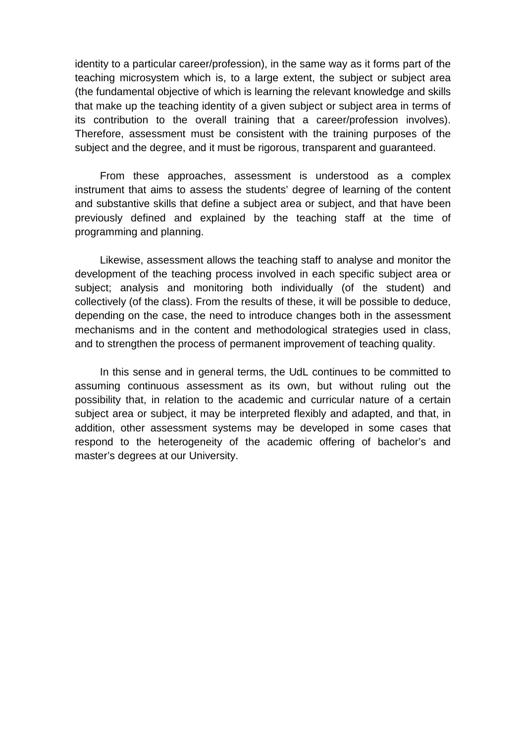identity to a particular career/profession), in the same way as it forms part of the teaching microsystem which is, to a large extent, the subject or subject area (the fundamental objective of which is learning the relevant knowledge and skills that make up the teaching identity of a given subject or subject area in terms of its contribution to the overall training that a career/profession involves). Therefore, assessment must be consistent with the training purposes of the subject and the degree, and it must be rigorous, transparent and guaranteed.

From these approaches, assessment is understood as a complex instrument that aims to assess the students' degree of learning of the content and substantive skills that define a subject area or subject, and that have been previously defined and explained by the teaching staff at the time of programming and planning.

Likewise, assessment allows the teaching staff to analyse and monitor the development of the teaching process involved in each specific subject area or subject; analysis and monitoring both individually (of the student) and collectively (of the class). From the results of these, it will be possible to deduce, depending on the case, the need to introduce changes both in the assessment mechanisms and in the content and methodological strategies used in class, and to strengthen the process of permanent improvement of teaching quality.

In this sense and in general terms, the UdL continues to be committed to assuming continuous assessment as its own, but without ruling out the possibility that, in relation to the academic and curricular nature of a certain subject area or subject, it may be interpreted flexibly and adapted, and that, in addition, other assessment systems may be developed in some cases that respond to the heterogeneity of the academic offering of bachelor's and master's degrees at our University.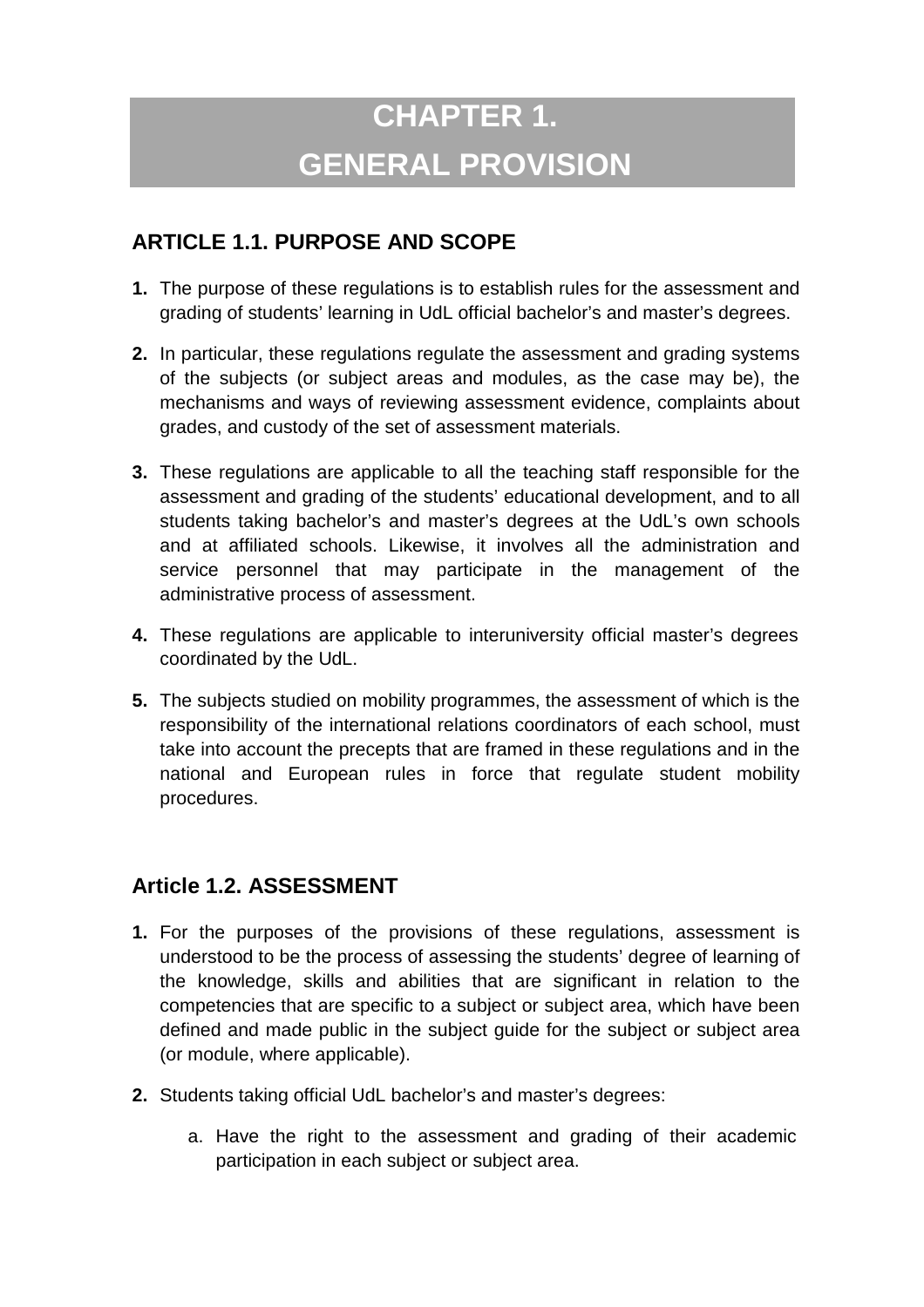# CHAPTER 1.
# GENERAL PROVISION

## ARTICLE 1.1. PURPOSE AND SCOPE

1. The purpose of these regulations is to establish rules for the assessment and grading of students' learning in UdL official bachelor's and master's degrees.
2. In particular, these regulations regulate the assessment and grading systems of the subjects (or subject areas and modules, as the case may be), the mechanisms and ways of reviewing assessment evidence, complaints about grades, and custody of the set of assessment materials.
3. These regulations are applicable to all the teaching staff responsible for the assessment and grading of the students' educational development, and to all students taking bachelor's and master's degrees at the UdL's own schools and at affiliated schools. Likewise, it involves all the administration and service personnel that may participate in the management of the administrative process of assessment.
4. These regulations are applicable to interuniversity official master's degrees coordinated by the UdL.
5. The subjects studied on mobility programmes, the assessment of which is the responsibility of the international relations coordinators of each school, must take into account the precepts that are framed in these regulations and in the national and European rules in force that regulate student mobility procedures.

## Article 1.2. ASSESSMENT

1. For the purposes of the provisions of these regulations, assessment is understood to be the process of assessing the students' degree of learning of the knowledge, skills and abilities that are significant in relation to the competencies that are specific to a subject or subject area, which have been defined and made public in the subject guide for the subject or subject area (or module, where applicable).
2. Students taking official UdL bachelor's and master's degrees:
   a. Have the right to the assessment and grading of their academic participation in each subject or subject area.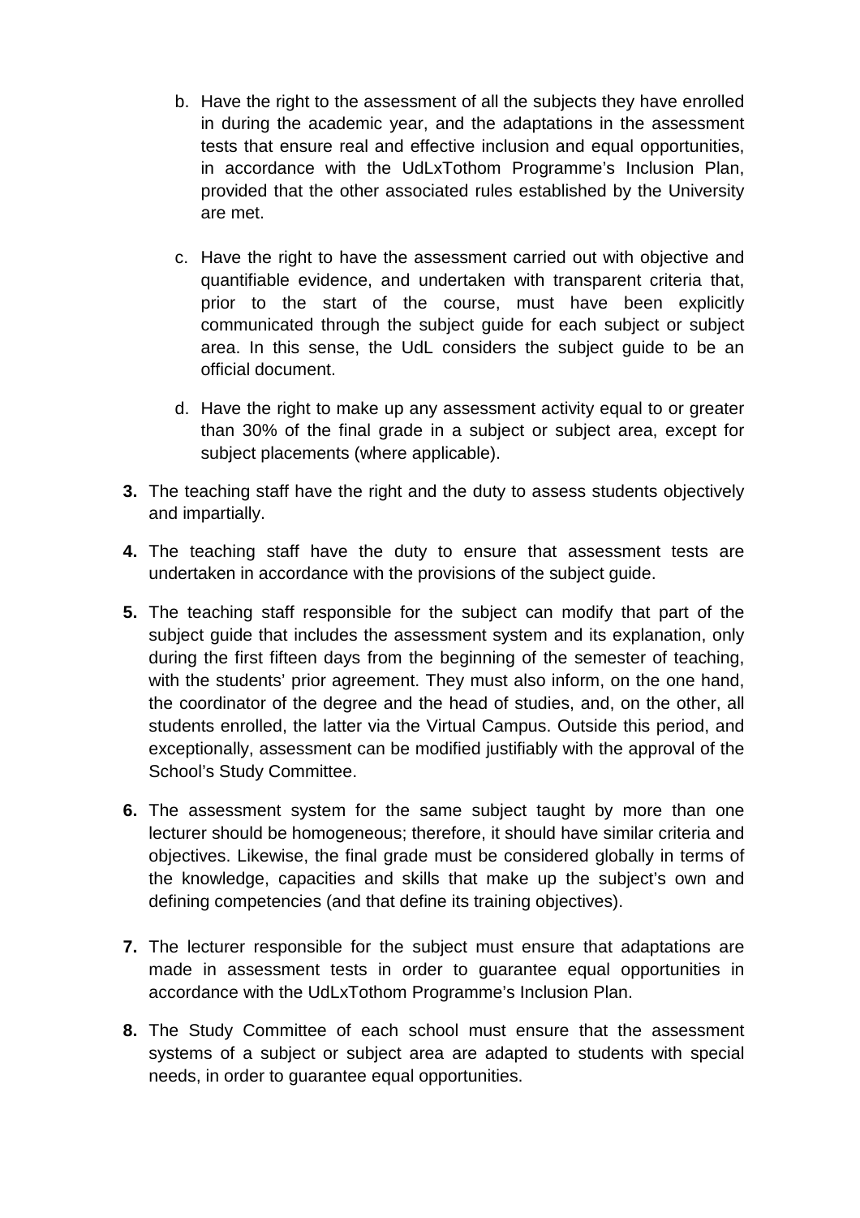b. Have the right to the assessment of all the subjects they have enrolled in during the academic year, and the adaptations in the assessment tests that ensure real and effective inclusion and equal opportunities, in accordance with the UdLxTothom Programme's Inclusion Plan, provided that the other associated rules established by the University are met.

c. Have the right to have the assessment carried out with objective and quantifiable evidence, and undertaken with transparent criteria that, prior to the start of the course, must have been explicitly communicated through the subject guide for each subject or subject area. In this sense, the UdL considers the subject guide to be an official document.

d. Have the right to make up any assessment activity equal to or greater than 30% of the final grade in a subject or subject area, except for subject placements (where applicable).

**3.** The teaching staff have the right and the duty to assess students objectively and impartially.

**4.** The teaching staff have the duty to ensure that assessment tests are undertaken in accordance with the provisions of the subject guide.

**5.** The teaching staff responsible for the subject can modify that part of the subject guide that includes the assessment system and its explanation, only during the first fifteen days from the beginning of the semester of teaching, with the students' prior agreement. They must also inform, on the one hand, the coordinator of the degree and the head of studies, and, on the other, all students enrolled, the latter via the Virtual Campus. Outside this period, and exceptionally, assessment can be modified justifiably with the approval of the School's Study Committee.

**6.** The assessment system for the same subject taught by more than one lecturer should be homogeneous; therefore, it should have similar criteria and objectives. Likewise, the final grade must be considered globally in terms of the knowledge, capacities and skills that make up the subject's own and defining competencies (and that define its training objectives).

**7.** The lecturer responsible for the subject must ensure that adaptations are made in assessment tests in order to guarantee equal opportunities in accordance with the UdLxTothom Programme's Inclusion Plan.

**8.** The Study Committee of each school must ensure that the assessment systems of a subject or subject area are adapted to students with special needs, in order to guarantee equal opportunities.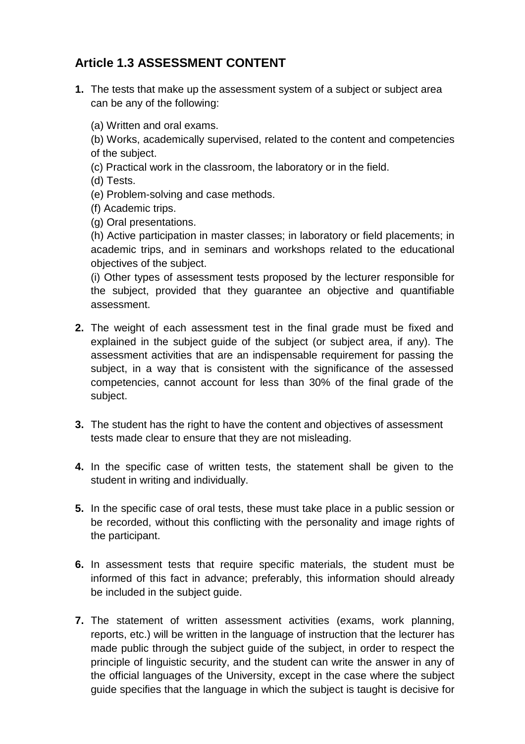## Article 1.3 ASSESSMENT CONTENT

**1.** The tests that make up the assessment system of a subject or subject area can be any of the following:

(a) Written and oral exams.

(b) Works, academically supervised, related to the content and competencies of the subject.

(c) Practical work in the classroom, the laboratory or in the field.

(d) Tests.

(e) Problem-solving and case methods.

(f) Academic trips.

(g) Oral presentations.

(h) Active participation in master classes; in laboratory or field placements; in academic trips, and in seminars and workshops related to the educational objectives of the subject.

(i) Other types of assessment tests proposed by the lecturer responsible for the subject, provided that they guarantee an objective and quantifiable assessment.

**2.** The weight of each assessment test in the final grade must be fixed and explained in the subject guide of the subject (or subject area, if any). The assessment activities that are an indispensable requirement for passing the subject, in a way that is consistent with the significance of the assessed competencies, cannot account for less than 30% of the final grade of the subject.

**3.** The student has the right to have the content and objectives of assessment tests made clear to ensure that they are not misleading.

**4.** In the specific case of written tests, the statement shall be given to the student in writing and individually.

**5.** In the specific case of oral tests, these must take place in a public session or be recorded, without this conflicting with the personality and image rights of the participant.

**6.** In assessment tests that require specific materials, the student must be informed of this fact in advance; preferably, this information should already be included in the subject guide.

**7.** The statement of written assessment activities (exams, work planning, reports, etc.) will be written in the language of instruction that the lecturer has made public through the subject guide of the subject, in order to respect the principle of linguistic security, and the student can write the answer in any of the official languages of the University, except in the case where the subject guide specifies that the language in which the subject is taught is decisive for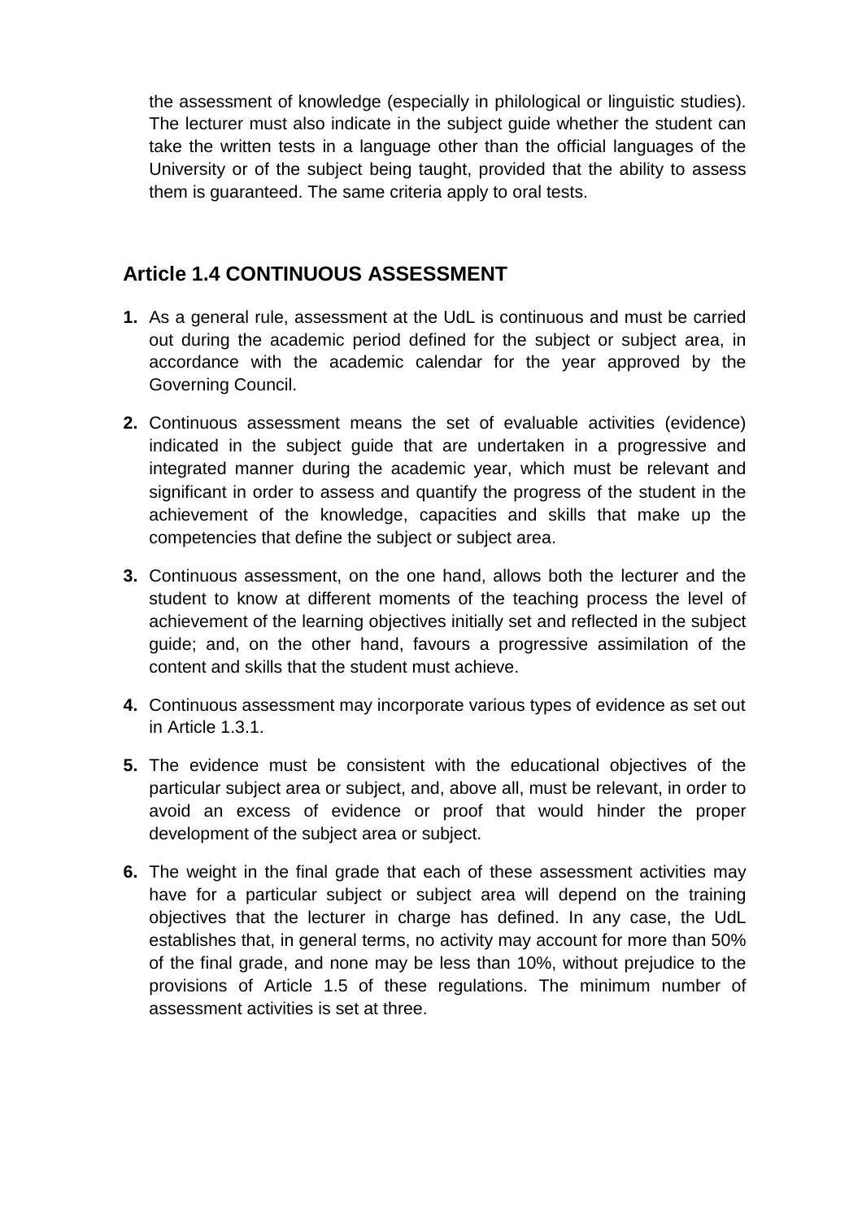the assessment of knowledge (especially in philological or linguistic studies). The lecturer must also indicate in the subject guide whether the student can take the written tests in a language other than the official languages of the University or of the subject being taught, provided that the ability to assess them is guaranteed. The same criteria apply to oral tests.

## Article 1.4 CONTINUOUS ASSESSMENT

1. As a general rule, assessment at the UdL is continuous and must be carried out during the academic period defined for the subject or subject area, in accordance with the academic calendar for the year approved by the Governing Council.

2. Continuous assessment means the set of evaluable activities (evidence) indicated in the subject guide that are undertaken in a progressive and integrated manner during the academic year, which must be relevant and significant in order to assess and quantify the progress of the student in the achievement of the knowledge, capacities and skills that make up the competencies that define the subject or subject area.

3. Continuous assessment, on the one hand, allows both the lecturer and the student to know at different moments of the teaching process the level of achievement of the learning objectives initially set and reflected in the subject guide; and, on the other hand, favours a progressive assimilation of the content and skills that the student must achieve.

4. Continuous assessment may incorporate various types of evidence as set out in Article 1.3.1.

5. The evidence must be consistent with the educational objectives of the particular subject area or subject, and, above all, must be relevant, in order to avoid an excess of evidence or proof that would hinder the proper development of the subject area or subject.

6. The weight in the final grade that each of these assessment activities may have for a particular subject or subject area will depend on the training objectives that the lecturer in charge has defined. In any case, the UdL establishes that, in general terms, no activity may account for more than 50% of the final grade, and none may be less than 10%, without prejudice to the provisions of Article 1.5 of these regulations. The minimum number of assessment activities is set at three.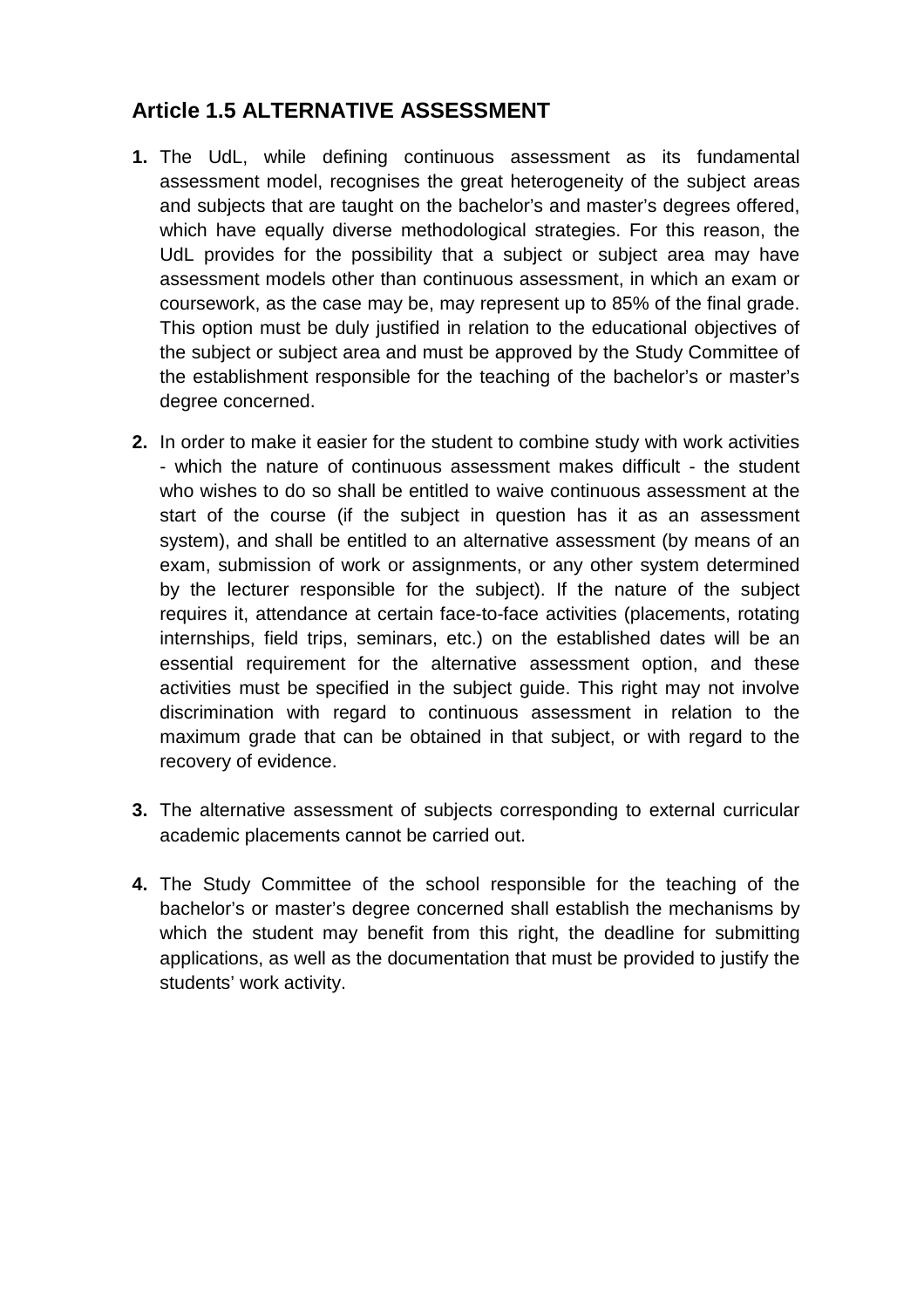## Article 1.5 ALTERNATIVE ASSESSMENT

1. The UdL, while defining continuous assessment as its fundamental assessment model, recognises the great heterogeneity of the subject areas and subjects that are taught on the bachelor's and master's degrees offered, which have equally diverse methodological strategies. For this reason, the UdL provides for the possibility that a subject or subject area may have assessment models other than continuous assessment, in which an exam or coursework, as the case may be, may represent up to 85% of the final grade. This option must be duly justified in relation to the educational objectives of the subject or subject area and must be approved by the Study Committee of the establishment responsible for the teaching of the bachelor's or master's degree concerned.

2. In order to make it easier for the student to combine study with work activities - which the nature of continuous assessment makes difficult - the student who wishes to do so shall be entitled to waive continuous assessment at the start of the course (if the subject in question has it as an assessment system), and shall be entitled to an alternative assessment (by means of an exam, submission of work or assignments, or any other system determined by the lecturer responsible for the subject). If the nature of the subject requires it, attendance at certain face-to-face activities (placements, rotating internships, field trips, seminars, etc.) on the established dates will be an essential requirement for the alternative assessment option, and these activities must be specified in the subject guide. This right may not involve discrimination with regard to continuous assessment in relation to the maximum grade that can be obtained in that subject, or with regard to the recovery of evidence.

3. The alternative assessment of subjects corresponding to external curricular academic placements cannot be carried out.

4. The Study Committee of the school responsible for the teaching of the bachelor's or master's degree concerned shall establish the mechanisms by which the student may benefit from this right, the deadline for submitting applications, as well as the documentation that must be provided to justify the students' work activity.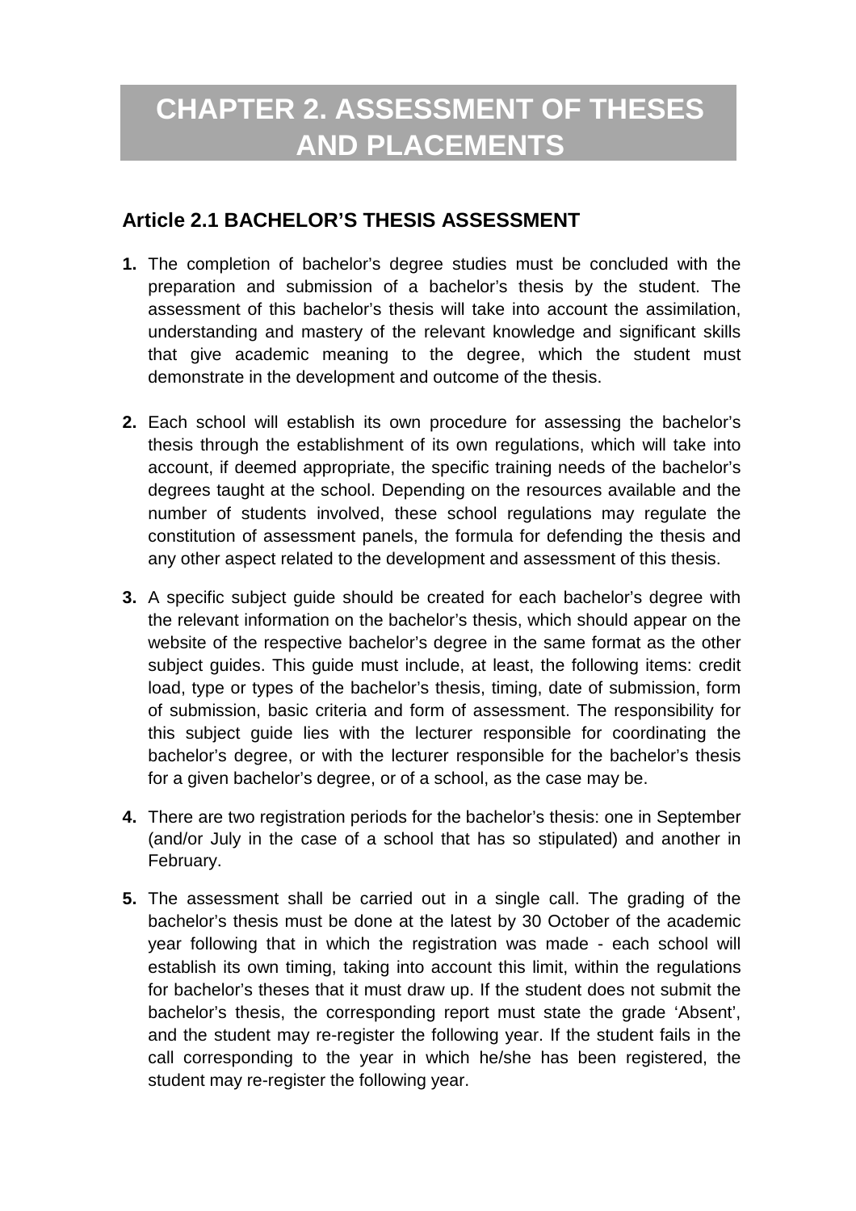# CHAPTER 2. ASSESSMENT OF THESES AND PLACEMENTS

## Article 2.1 BACHELOR'S THESIS ASSESSMENT

1. The completion of bachelor's degree studies must be concluded with the preparation and submission of a bachelor's thesis by the student. The assessment of this bachelor's thesis will take into account the assimilation, understanding and mastery of the relevant knowledge and significant skills that give academic meaning to the degree, which the student must demonstrate in the development and outcome of the thesis.

2. Each school will establish its own procedure for assessing the bachelor's thesis through the establishment of its own regulations, which will take into account, if deemed appropriate, the specific training needs of the bachelor's degrees taught at the school. Depending on the resources available and the number of students involved, these school regulations may regulate the constitution of assessment panels, the formula for defending the thesis and any other aspect related to the development and assessment of this thesis.

3. A specific subject guide should be created for each bachelor's degree with the relevant information on the bachelor's thesis, which should appear on the website of the respective bachelor's degree in the same format as the other subject guides. This guide must include, at least, the following items: credit load, type or types of the bachelor's thesis, timing, date of submission, form of submission, basic criteria and form of assessment. The responsibility for this subject guide lies with the lecturer responsible for coordinating the bachelor's degree, or with the lecturer responsible for the bachelor's thesis for a given bachelor's degree, or of a school, as the case may be.

4. There are two registration periods for the bachelor's thesis: one in September (and/or July in the case of a school that has so stipulated) and another in February.

5. The assessment shall be carried out in a single call. The grading of the bachelor's thesis must be done at the latest by 30 October of the academic year following that in which the registration was made - each school will establish its own timing, taking into account this limit, within the regulations for bachelor's theses that it must draw up. If the student does not submit the bachelor's thesis, the corresponding report must state the grade 'Absent', and the student may re-register the following year. If the student fails in the call corresponding to the year in which he/she has been registered, the student may re-register the following year.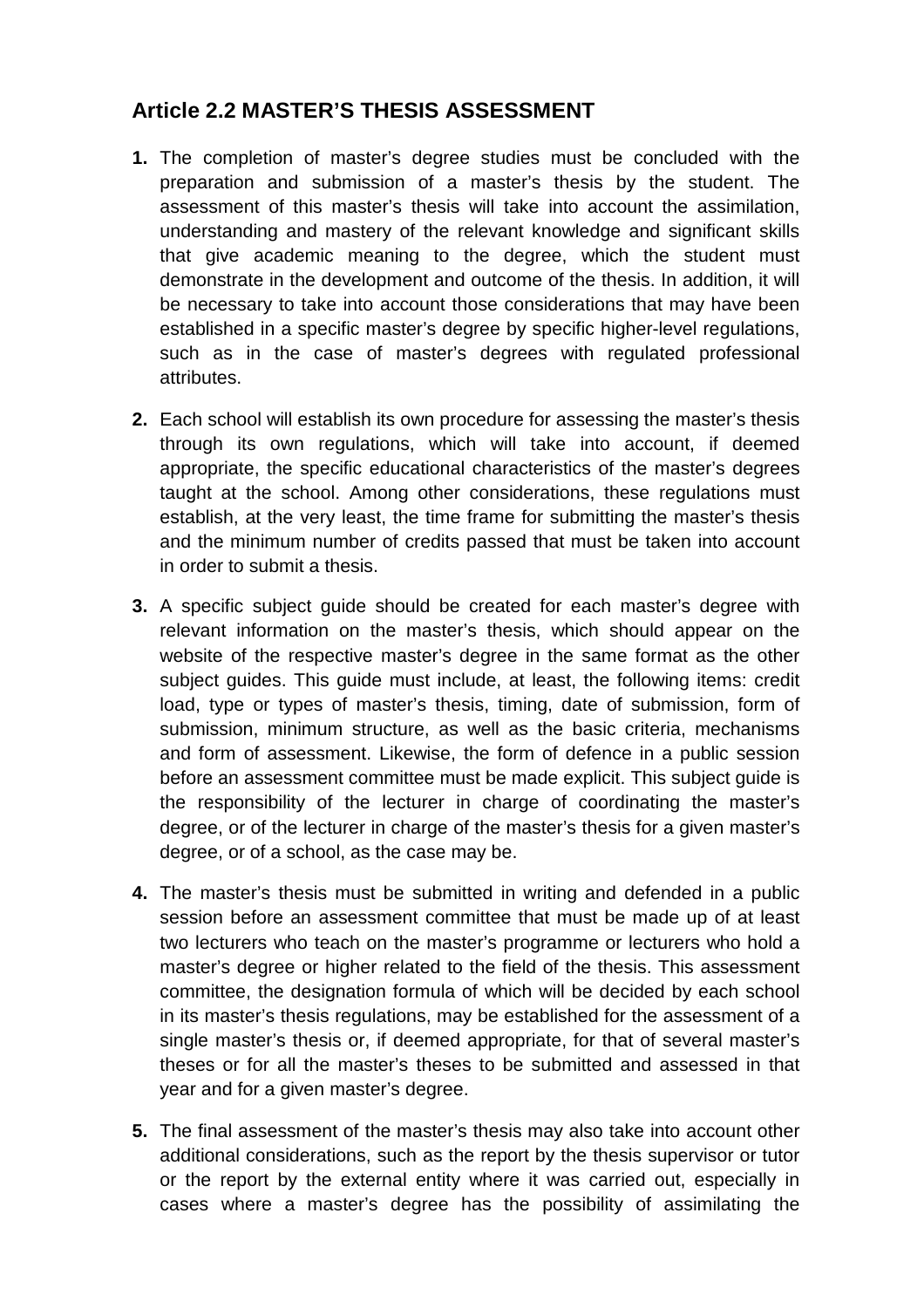## Article 2.2 MASTER'S THESIS ASSESSMENT

1. The completion of master's degree studies must be concluded with the preparation and submission of a master's thesis by the student. The assessment of this master's thesis will take into account the assimilation, understanding and mastery of the relevant knowledge and significant skills that give academic meaning to the degree, which the student must demonstrate in the development and outcome of the thesis. In addition, it will be necessary to take into account those considerations that may have been established in a specific master's degree by specific higher-level regulations, such as in the case of master's degrees with regulated professional attributes.

2. Each school will establish its own procedure for assessing the master's thesis through its own regulations, which will take into account, if deemed appropriate, the specific educational characteristics of the master's degrees taught at the school. Among other considerations, these regulations must establish, at the very least, the time frame for submitting the master's thesis and the minimum number of credits passed that must be taken into account in order to submit a thesis.

3. A specific subject guide should be created for each master's degree with relevant information on the master's thesis, which should appear on the website of the respective master's degree in the same format as the other subject guides. This guide must include, at least, the following items: credit load, type or types of master's thesis, timing, date of submission, form of submission, minimum structure, as well as the basic criteria, mechanisms and form of assessment. Likewise, the form of defence in a public session before an assessment committee must be made explicit. This subject guide is the responsibility of the lecturer in charge of coordinating the master's degree, or of the lecturer in charge of the master's thesis for a given master's degree, or of a school, as the case may be.

4. The master's thesis must be submitted in writing and defended in a public session before an assessment committee that must be made up of at least two lecturers who teach on the master's programme or lecturers who hold a master's degree or higher related to the field of the thesis. This assessment committee, the designation formula of which will be decided by each school in its master's thesis regulations, may be established for the assessment of a single master's thesis or, if deemed appropriate, for that of several master's theses or for all the master's theses to be submitted and assessed in that year and for a given master's degree.

5. The final assessment of the master's thesis may also take into account other additional considerations, such as the report by the thesis supervisor or tutor or the report by the external entity where it was carried out, especially in cases where a master's degree has the possibility of assimilating the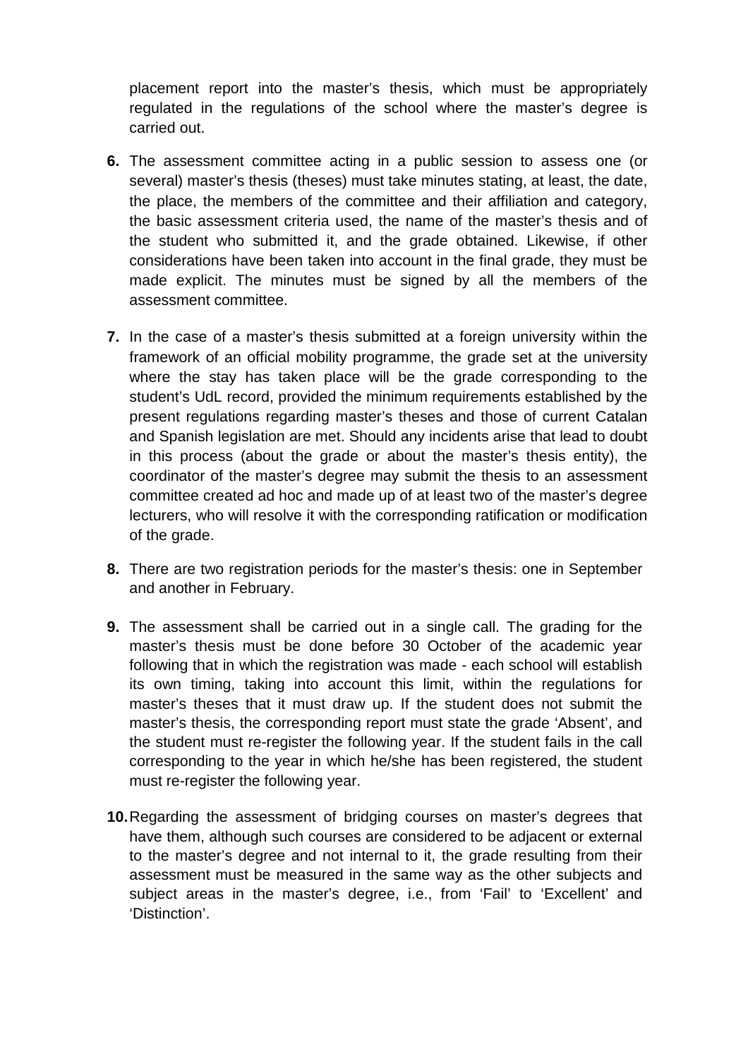placement report into the master's thesis, which must be appropriately regulated in the regulations of the school where the master's degree is carried out.

6. The assessment committee acting in a public session to assess one (or several) master's thesis (theses) must take minutes stating, at least, the date, the place, the members of the committee and their affiliation and category, the basic assessment criteria used, the name of the master's thesis and of the student who submitted it, and the grade obtained. Likewise, if other considerations have been taken into account in the final grade, they must be made explicit. The minutes must be signed by all the members of the assessment committee.

7. In the case of a master's thesis submitted at a foreign university within the framework of an official mobility programme, the grade set at the university where the stay has taken place will be the grade corresponding to the student's UdL record, provided the minimum requirements established by the present regulations regarding master's theses and those of current Catalan and Spanish legislation are met. Should any incidents arise that lead to doubt in this process (about the grade or about the master's thesis entity), the coordinator of the master's degree may submit the thesis to an assessment committee created ad hoc and made up of at least two of the master's degree lecturers, who will resolve it with the corresponding ratification or modification of the grade.

8. There are two registration periods for the master's thesis: one in September and another in February.

9. The assessment shall be carried out in a single call. The grading for the master's thesis must be done before 30 October of the academic year following that in which the registration was made - each school will establish its own timing, taking into account this limit, within the regulations for master's theses that it must draw up. If the student does not submit the master's thesis, the corresponding report must state the grade 'Absent', and the student must re-register the following year. If the student fails in the call corresponding to the year in which he/she has been registered, the student must re-register the following year.

10. Regarding the assessment of bridging courses on master's degrees that have them, although such courses are considered to be adjacent or external to the master's degree and not internal to it, the grade resulting from their assessment must be measured in the same way as the other subjects and subject areas in the master's degree, i.e., from 'Fail' to 'Excellent' and 'Distinction'.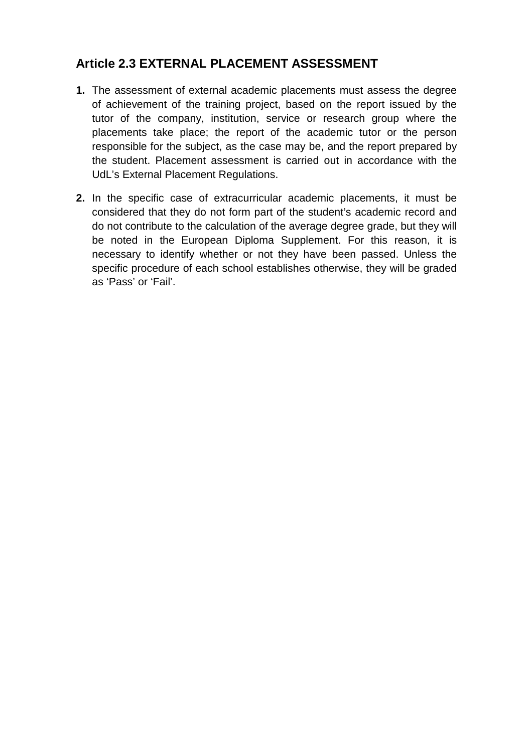## Article 2.3 EXTERNAL PLACEMENT ASSESSMENT

1. The assessment of external academic placements must assess the degree of achievement of the training project, based on the report issued by the tutor of the company, institution, service or research group where the placements take place; the report of the academic tutor or the person responsible for the subject, as the case may be, and the report prepared by the student. Placement assessment is carried out in accordance with the UdL's External Placement Regulations.

2. In the specific case of extracurricular academic placements, it must be considered that they do not form part of the student's academic record and do not contribute to the calculation of the average degree grade, but they will be noted in the European Diploma Supplement. For this reason, it is necessary to identify whether or not they have been passed. Unless the specific procedure of each school establishes otherwise, they will be graded as 'Pass' or 'Fail'.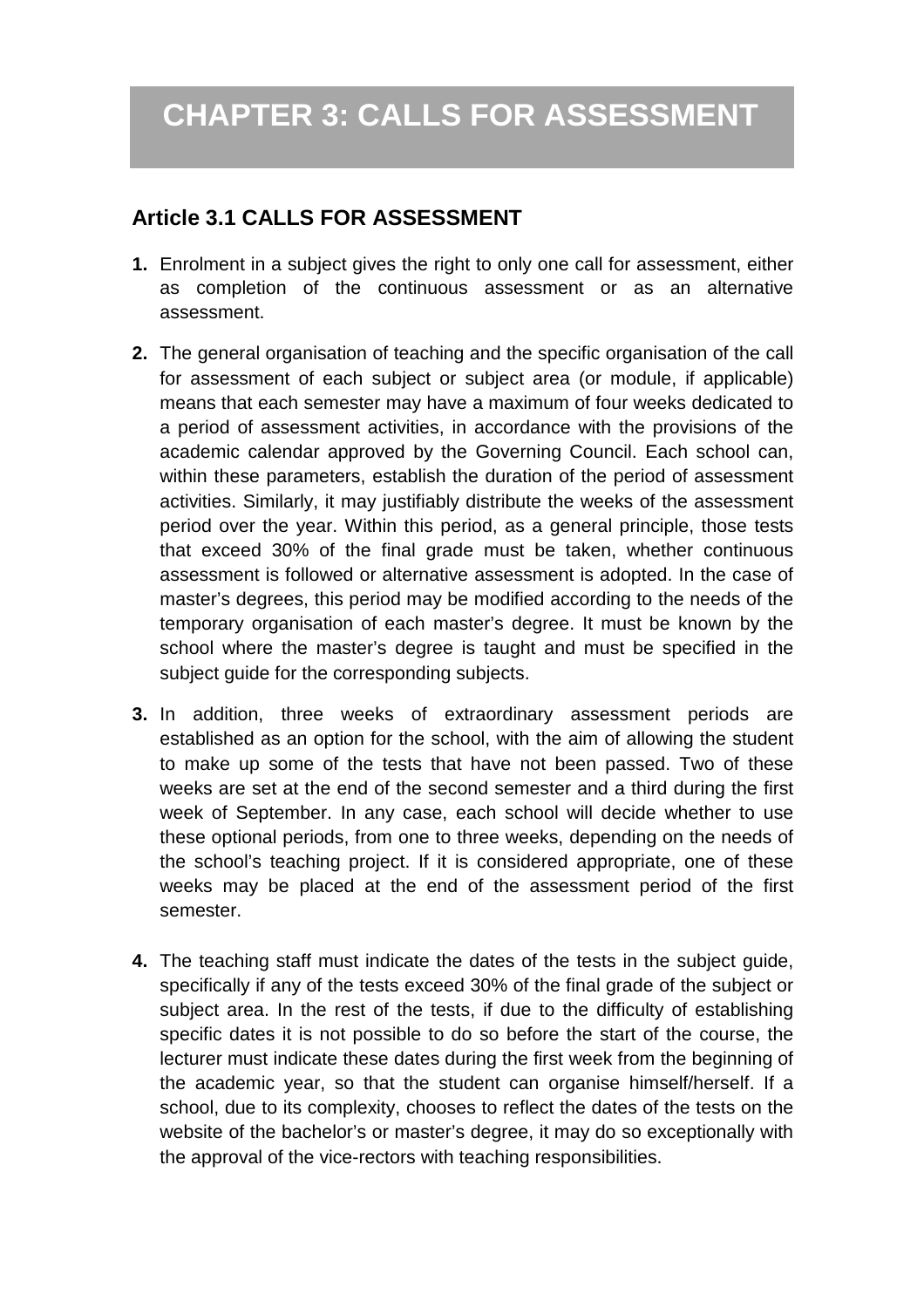# CHAPTER 3: CALLS FOR ASSESSMENT

## Article 3.1 CALLS FOR ASSESSMENT

1. Enrolment in a subject gives the right to only one call for assessment, either as completion of the continuous assessment or as an alternative assessment.

2. The general organisation of teaching and the specific organisation of the call for assessment of each subject or subject area (or module, if applicable) means that each semester may have a maximum of four weeks dedicated to a period of assessment activities, in accordance with the provisions of the academic calendar approved by the Governing Council. Each school can, within these parameters, establish the duration of the period of assessment activities. Similarly, it may justifiably distribute the weeks of the assessment period over the year. Within this period, as a general principle, those tests that exceed 30% of the final grade must be taken, whether continuous assessment is followed or alternative assessment is adopted. In the case of master's degrees, this period may be modified according to the needs of the temporary organisation of each master's degree. It must be known by the school where the master's degree is taught and must be specified in the subject guide for the corresponding subjects.

3. In addition, three weeks of extraordinary assessment periods are established as an option for the school, with the aim of allowing the student to make up some of the tests that have not been passed. Two of these weeks are set at the end of the second semester and a third during the first week of September. In any case, each school will decide whether to use these optional periods, from one to three weeks, depending on the needs of the school's teaching project. If it is considered appropriate, one of these weeks may be placed at the end of the assessment period of the first semester.

4. The teaching staff must indicate the dates of the tests in the subject guide, specifically if any of the tests exceed 30% of the final grade of the subject or subject area. In the rest of the tests, if due to the difficulty of establishing specific dates it is not possible to do so before the start of the course, the lecturer must indicate these dates during the first week from the beginning of the academic year, so that the student can organise himself/herself. If a school, due to its complexity, chooses to reflect the dates of the tests on the website of the bachelor's or master's degree, it may do so exceptionally with the approval of the vice-rectors with teaching responsibilities.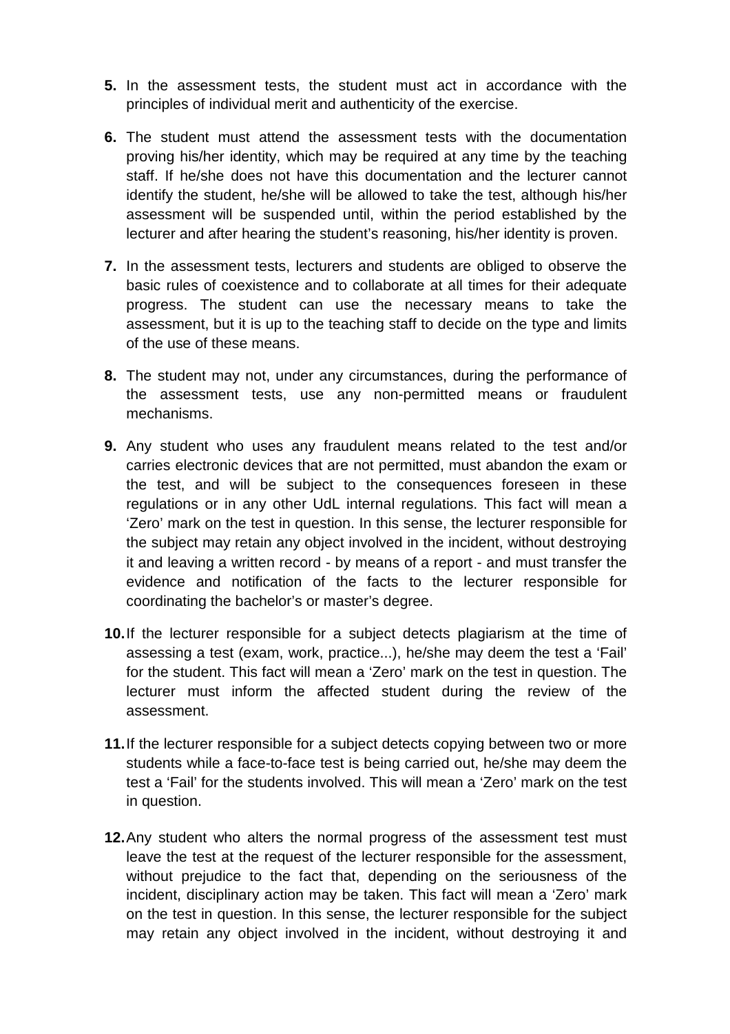5. In the assessment tests, the student must act in accordance with the principles of individual merit and authenticity of the exercise.

6. The student must attend the assessment tests with the documentation proving his/her identity, which may be required at any time by the teaching staff. If he/she does not have this documentation and the lecturer cannot identify the student, he/she will be allowed to take the test, although his/her assessment will be suspended until, within the period established by the lecturer and after hearing the student's reasoning, his/her identity is proven.

7. In the assessment tests, lecturers and students are obliged to observe the basic rules of coexistence and to collaborate at all times for their adequate progress. The student can use the necessary means to take the assessment, but it is up to the teaching staff to decide on the type and limits of the use of these means.

8. The student may not, under any circumstances, during the performance of the assessment tests, use any non-permitted means or fraudulent mechanisms.

9. Any student who uses any fraudulent means related to the test and/or carries electronic devices that are not permitted, must abandon the exam or the test, and will be subject to the consequences foreseen in these regulations or in any other UdL internal regulations. This fact will mean a 'Zero' mark on the test in question. In this sense, the lecturer responsible for the subject may retain any object involved in the incident, without destroying it and leaving a written record - by means of a report - and must transfer the evidence and notification of the facts to the lecturer responsible for coordinating the bachelor's or master's degree.

10. If the lecturer responsible for a subject detects plagiarism at the time of assessing a test (exam, work, practice...), he/she may deem the test a 'Fail' for the student. This fact will mean a 'Zero' mark on the test in question. The lecturer must inform the affected student during the review of the assessment.

11. If the lecturer responsible for a subject detects copying between two or more students while a face-to-face test is being carried out, he/she may deem the test a 'Fail' for the students involved. This will mean a 'Zero' mark on the test in question.

12. Any student who alters the normal progress of the assessment test must leave the test at the request of the lecturer responsible for the assessment, without prejudice to the fact that, depending on the seriousness of the incident, disciplinary action may be taken. This fact will mean a 'Zero' mark on the test in question. In this sense, the lecturer responsible for the subject may retain any object involved in the incident, without destroying it and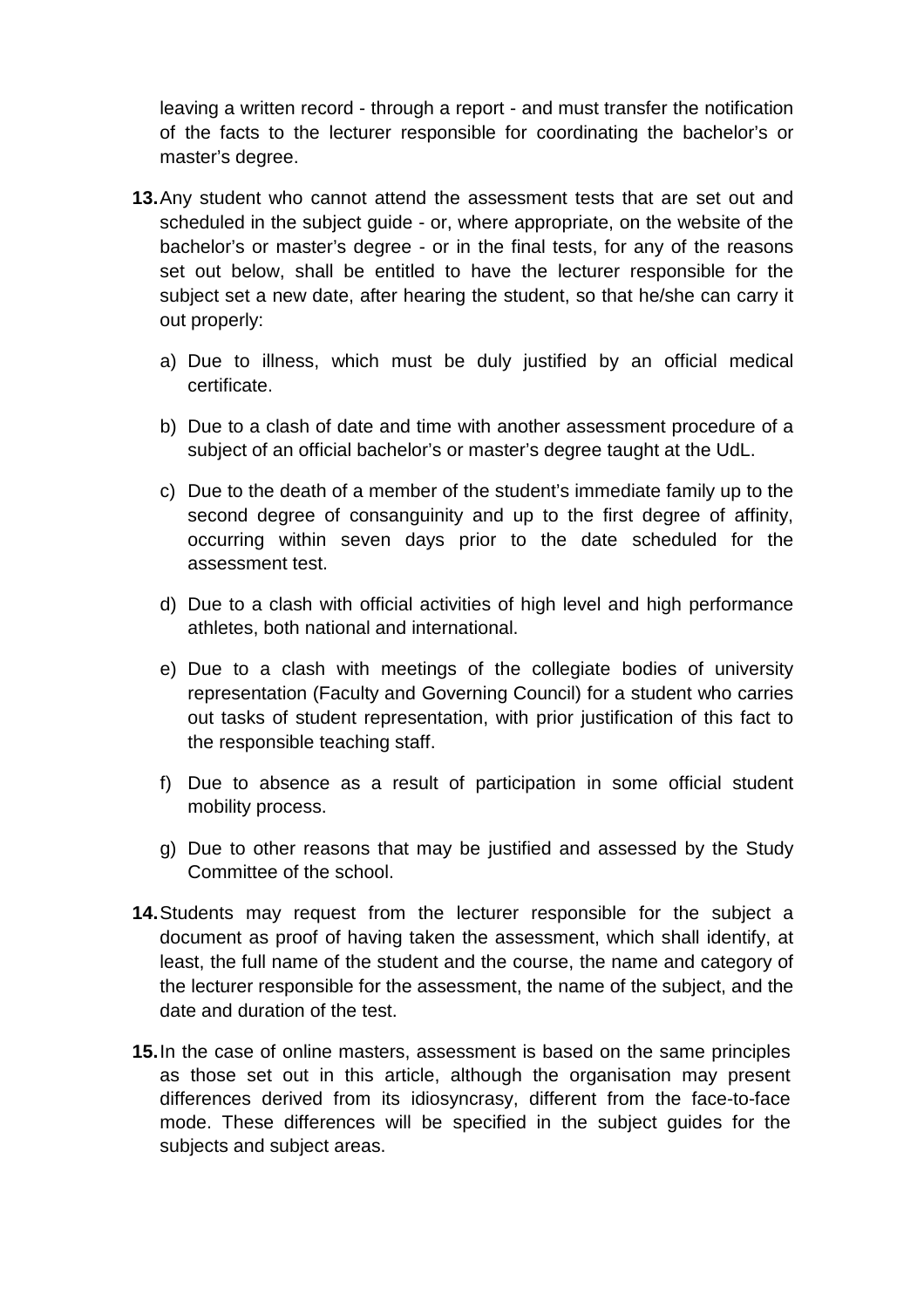leaving a written record - through a report - and must transfer the notification of the facts to the lecturer responsible for coordinating the bachelor's or master's degree.

**13.** Any student who cannot attend the assessment tests that are set out and scheduled in the subject guide - or, where appropriate, on the website of the bachelor's or master's degree - or in the final tests, for any of the reasons set out below, shall be entitled to have the lecturer responsible for the subject set a new date, after hearing the student, so that he/she can carry it out properly:

   a) Due to illness, which must be duly justified by an official medical certificate.

   b) Due to a clash of date and time with another assessment procedure of a subject of an official bachelor's or master's degree taught at the UdL.

   c) Due to the death of a member of the student's immediate family up to the second degree of consanguinity and up to the first degree of affinity, occurring within seven days prior to the date scheduled for the assessment test.

   d) Due to a clash with official activities of high level and high performance athletes, both national and international.

   e) Due to a clash with meetings of the collegiate bodies of university representation (Faculty and Governing Council) for a student who carries out tasks of student representation, with prior justification of this fact to the responsible teaching staff.

   f) Due to absence as a result of participation in some official student mobility process.

   g) Due to other reasons that may be justified and assessed by the Study Committee of the school.

**14.** Students may request from the lecturer responsible for the subject a document as proof of having taken the assessment, which shall identify, at least, the full name of the student and the course, the name and category of the lecturer responsible for the assessment, the name of the subject, and the date and duration of the test.

**15.** In the case of online masters, assessment is based on the same principles as those set out in this article, although the organisation may present differences derived from its idiosyncrasy, different from the face-to-face mode. These differences will be specified in the subject guides for the subjects and subject areas.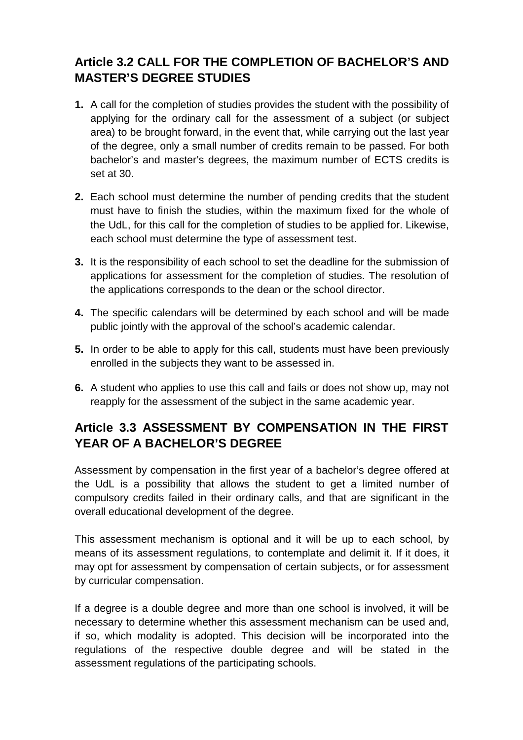## Article 3.2 CALL FOR THE COMPLETION OF BACHELOR'S AND MASTER'S DEGREE STUDIES

1. A call for the completion of studies provides the student with the possibility of applying for the ordinary call for the assessment of a subject (or subject area) to be brought forward, in the event that, while carrying out the last year of the degree, only a small number of credits remain to be passed. For both bachelor's and master's degrees, the maximum number of ECTS credits is set at 30.

2. Each school must determine the number of pending credits that the student must have to finish the studies, within the maximum fixed for the whole of the UdL, for this call for the completion of studies to be applied for. Likewise, each school must determine the type of assessment test.

3. It is the responsibility of each school to set the deadline for the submission of applications for assessment for the completion of studies. The resolution of the applications corresponds to the dean or the school director.

4. The specific calendars will be determined by each school and will be made public jointly with the approval of the school's academic calendar.

5. In order to be able to apply for this call, students must have been previously enrolled in the subjects they want to be assessed in.

6. A student who applies to use this call and fails or does not show up, may not reapply for the assessment of the subject in the same academic year.

## Article 3.3 ASSESSMENT BY COMPENSATION IN THE FIRST YEAR OF A BACHELOR'S DEGREE

Assessment by compensation in the first year of a bachelor's degree offered at the UdL is a possibility that allows the student to get a limited number of compulsory credits failed in their ordinary calls, and that are significant in the overall educational development of the degree.

This assessment mechanism is optional and it will be up to each school, by means of its assessment regulations, to contemplate and delimit it. If it does, it may opt for assessment by compensation of certain subjects, or for assessment by curricular compensation.

If a degree is a double degree and more than one school is involved, it will be necessary to determine whether this assessment mechanism can be used and, if so, which modality is adopted. This decision will be incorporated into the regulations of the respective double degree and will be stated in the assessment regulations of the participating schools.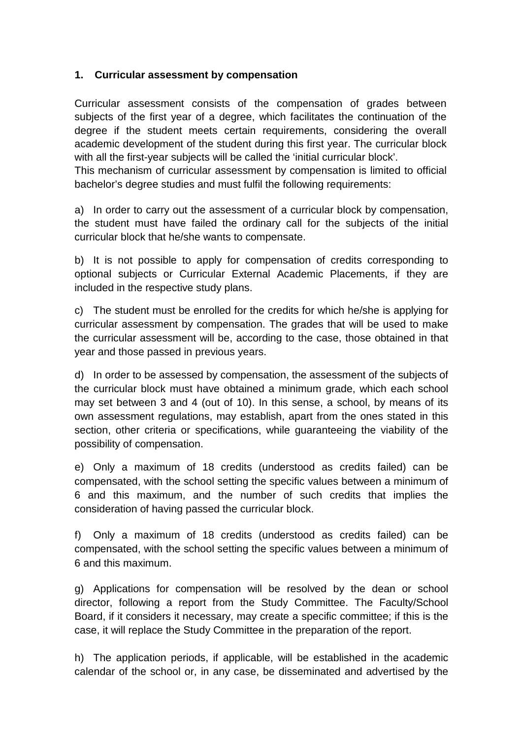## 1. Curricular assessment by compensation

Curricular assessment consists of the compensation of grades between subjects of the first year of a degree, which facilitates the continuation of the degree if the student meets certain requirements, considering the overall academic development of the student during this first year. The curricular block with all the first-year subjects will be called the 'initial curricular block'.

This mechanism of curricular assessment by compensation is limited to official bachelor's degree studies and must fulfil the following requirements:

a) In order to carry out the assessment of a curricular block by compensation, the student must have failed the ordinary call for the subjects of the initial curricular block that he/she wants to compensate.

b) It is not possible to apply for compensation of credits corresponding to optional subjects or Curricular External Academic Placements, if they are included in the respective study plans.

c) The student must be enrolled for the credits for which he/she is applying for curricular assessment by compensation. The grades that will be used to make the curricular assessment will be, according to the case, those obtained in that year and those passed in previous years.

d) In order to be assessed by compensation, the assessment of the subjects of the curricular block must have obtained a minimum grade, which each school may set between 3 and 4 (out of 10). In this sense, a school, by means of its own assessment regulations, may establish, apart from the ones stated in this section, other criteria or specifications, while guaranteeing the viability of the possibility of compensation.

e) Only a maximum of 18 credits (understood as credits failed) can be compensated, with the school setting the specific values between a minimum of 6 and this maximum, and the number of such credits that implies the consideration of having passed the curricular block.

f) Only a maximum of 18 credits (understood as credits failed) can be compensated, with the school setting the specific values between a minimum of 6 and this maximum.

g) Applications for compensation will be resolved by the dean or school director, following a report from the Study Committee. The Faculty/School Board, if it considers it necessary, may create a specific committee; if this is the case, it will replace the Study Committee in the preparation of the report.

h) The application periods, if applicable, will be established in the academic calendar of the school or, in any case, be disseminated and advertised by the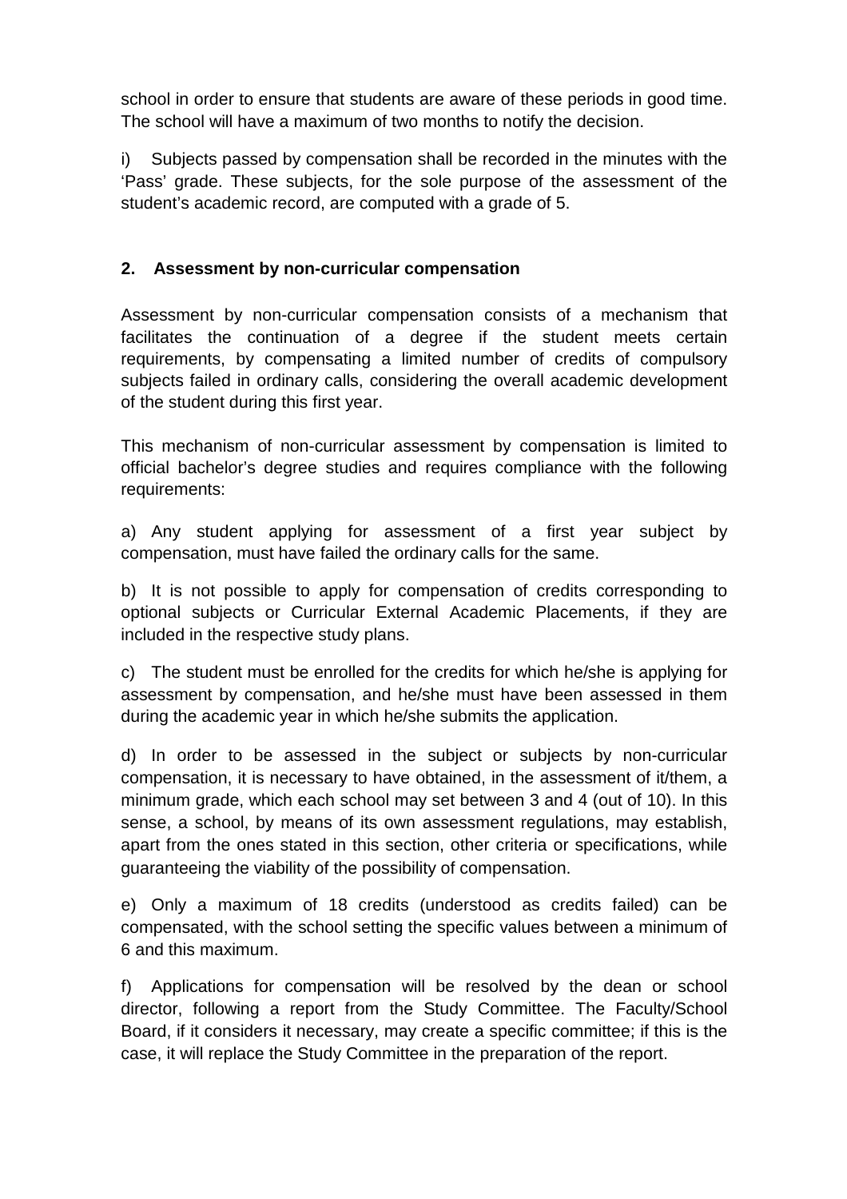school in order to ensure that students are aware of these periods in good time. The school will have a maximum of two months to notify the decision.

i) Subjects passed by compensation shall be recorded in the minutes with the 'Pass' grade. These subjects, for the sole purpose of the assessment of the student's academic record, are computed with a grade of 5.

## 2. Assessment by non-curricular compensation

Assessment by non-curricular compensation consists of a mechanism that facilitates the continuation of a degree if the student meets certain requirements, by compensating a limited number of credits of compulsory subjects failed in ordinary calls, considering the overall academic development of the student during this first year.

This mechanism of non-curricular assessment by compensation is limited to official bachelor's degree studies and requires compliance with the following requirements:

a) Any student applying for assessment of a first year subject by compensation, must have failed the ordinary calls for the same.

b) It is not possible to apply for compensation of credits corresponding to optional subjects or Curricular External Academic Placements, if they are included in the respective study plans.

c) The student must be enrolled for the credits for which he/she is applying for assessment by compensation, and he/she must have been assessed in them during the academic year in which he/she submits the application.

d) In order to be assessed in the subject or subjects by non-curricular compensation, it is necessary to have obtained, in the assessment of it/them, a minimum grade, which each school may set between 3 and 4 (out of 10). In this sense, a school, by means of its own assessment regulations, may establish, apart from the ones stated in this section, other criteria or specifications, while guaranteeing the viability of the possibility of compensation.

e) Only a maximum of 18 credits (understood as credits failed) can be compensated, with the school setting the specific values between a minimum of 6 and this maximum.

f) Applications for compensation will be resolved by the dean or school director, following a report from the Study Committee. The Faculty/School Board, if it considers it necessary, may create a specific committee; if this is the case, it will replace the Study Committee in the preparation of the report.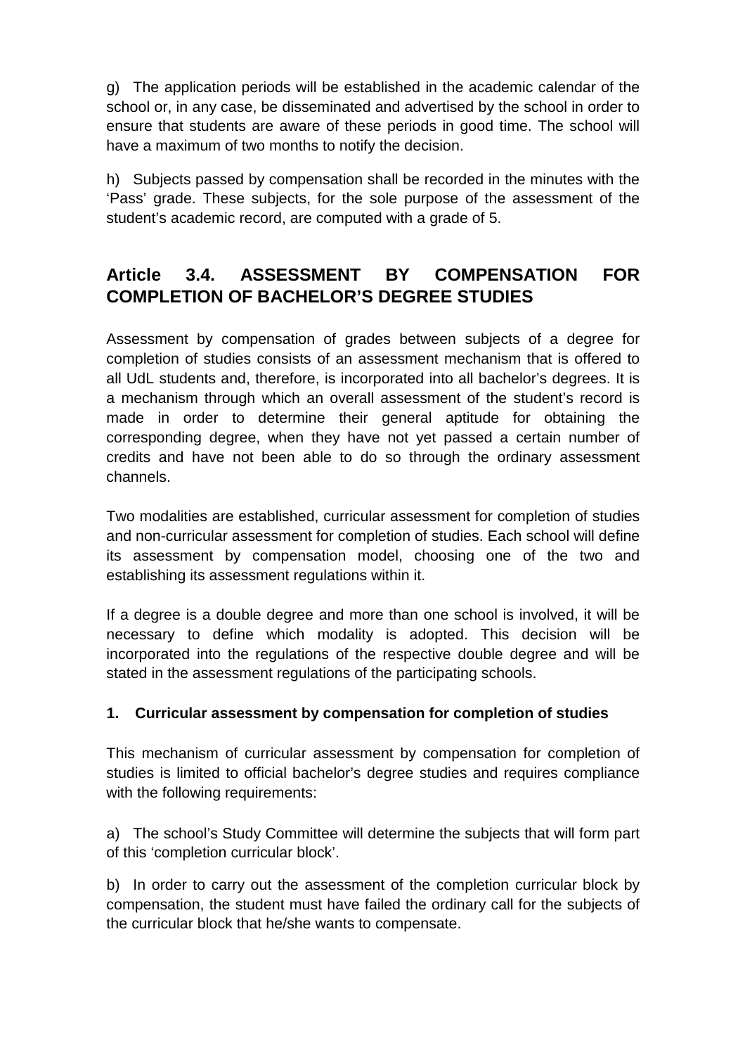g) The application periods will be established in the academic calendar of the school or, in any case, be disseminated and advertised by the school in order to ensure that students are aware of these periods in good time. The school will have a maximum of two months to notify the decision.

h) Subjects passed by compensation shall be recorded in the minutes with the 'Pass' grade. These subjects, for the sole purpose of the assessment of the student's academic record, are computed with a grade of 5.

## Article 3.4. ASSESSMENT BY COMPENSATION FOR COMPLETION OF BACHELOR'S DEGREE STUDIES

Assessment by compensation of grades between subjects of a degree for completion of studies consists of an assessment mechanism that is offered to all UdL students and, therefore, is incorporated into all bachelor's degrees. It is a mechanism through which an overall assessment of the student's record is made in order to determine their general aptitude for obtaining the corresponding degree, when they have not yet passed a certain number of credits and have not been able to do so through the ordinary assessment channels.

Two modalities are established, curricular assessment for completion of studies and non-curricular assessment for completion of studies. Each school will define its assessment by compensation model, choosing one of the two and establishing its assessment regulations within it.

If a degree is a double degree and more than one school is involved, it will be necessary to define which modality is adopted. This decision will be incorporated into the regulations of the respective double degree and will be stated in the assessment regulations of the participating schools.

**1. Curricular assessment by compensation for completion of studies**

This mechanism of curricular assessment by compensation for completion of studies is limited to official bachelor's degree studies and requires compliance with the following requirements:

a) The school's Study Committee will determine the subjects that will form part of this 'completion curricular block'.

b) In order to carry out the assessment of the completion curricular block by compensation, the student must have failed the ordinary call for the subjects of the curricular block that he/she wants to compensate.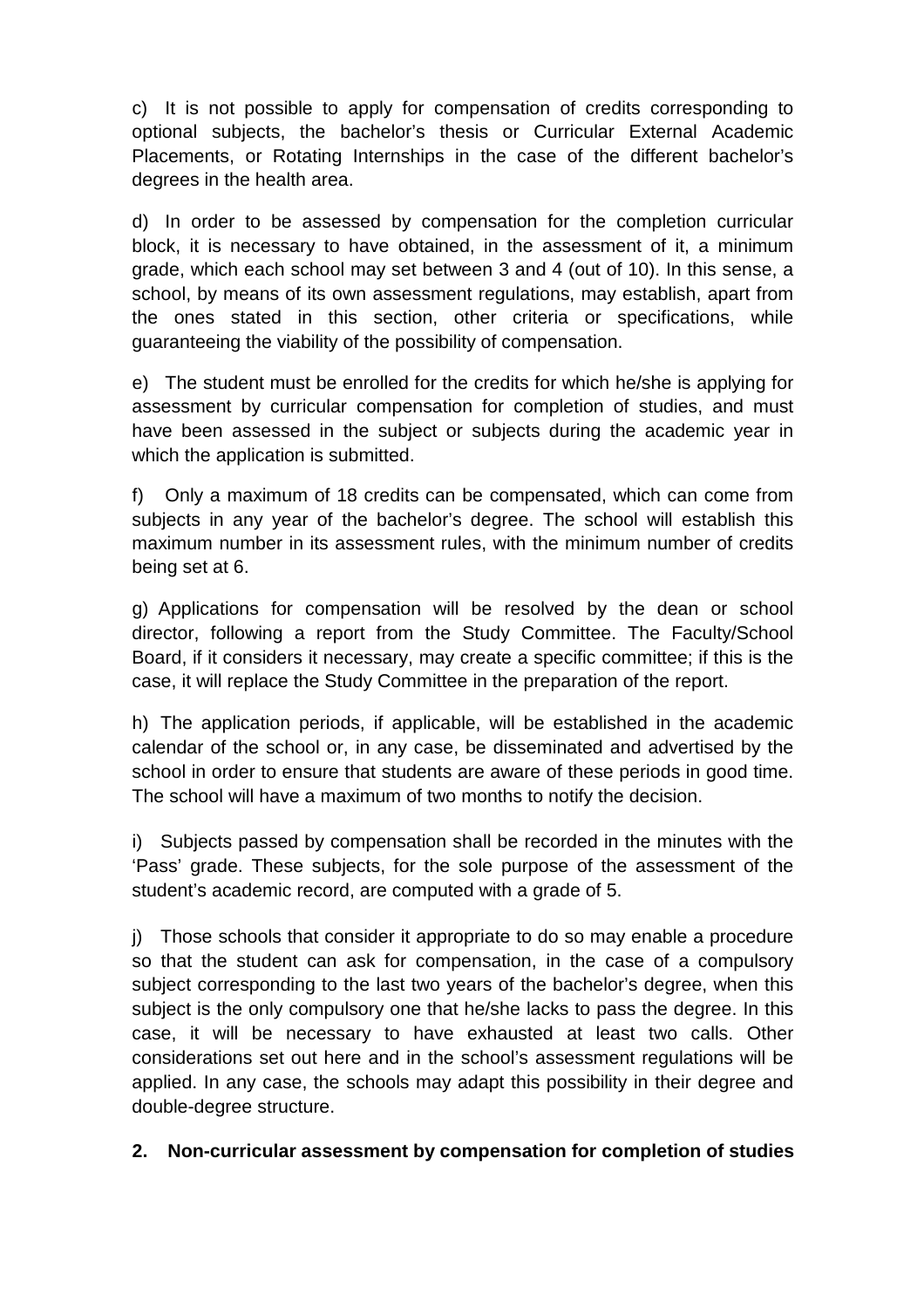c) It is not possible to apply for compensation of credits corresponding to optional subjects, the bachelor's thesis or Curricular External Academic Placements, or Rotating Internships in the case of the different bachelor's degrees in the health area.

d) In order to be assessed by compensation for the completion curricular block, it is necessary to have obtained, in the assessment of it, a minimum grade, which each school may set between 3 and 4 (out of 10). In this sense, a school, by means of its own assessment regulations, may establish, apart from the ones stated in this section, other criteria or specifications, while guaranteeing the viability of the possibility of compensation.

e) The student must be enrolled for the credits for which he/she is applying for assessment by curricular compensation for completion of studies, and must have been assessed in the subject or subjects during the academic year in which the application is submitted.

f) Only a maximum of 18 credits can be compensated, which can come from subjects in any year of the bachelor's degree. The school will establish this maximum number in its assessment rules, with the minimum number of credits being set at 6.

g) Applications for compensation will be resolved by the dean or school director, following a report from the Study Committee. The Faculty/School Board, if it considers it necessary, may create a specific committee; if this is the case, it will replace the Study Committee in the preparation of the report.

h) The application periods, if applicable, will be established in the academic calendar of the school or, in any case, be disseminated and advertised by the school in order to ensure that students are aware of these periods in good time. The school will have a maximum of two months to notify the decision.

i) Subjects passed by compensation shall be recorded in the minutes with the 'Pass' grade. These subjects, for the sole purpose of the assessment of the student's academic record, are computed with a grade of 5.

j) Those schools that consider it appropriate to do so may enable a procedure so that the student can ask for compensation, in the case of a compulsory subject corresponding to the last two years of the bachelor's degree, when this subject is the only compulsory one that he/she lacks to pass the degree. In this case, it will be necessary to have exhausted at least two calls. Other considerations set out here and in the school's assessment regulations will be applied. In any case, the schools may adapt this possibility in their degree and double-degree structure.

**2. Non-curricular assessment by compensation for completion of studies**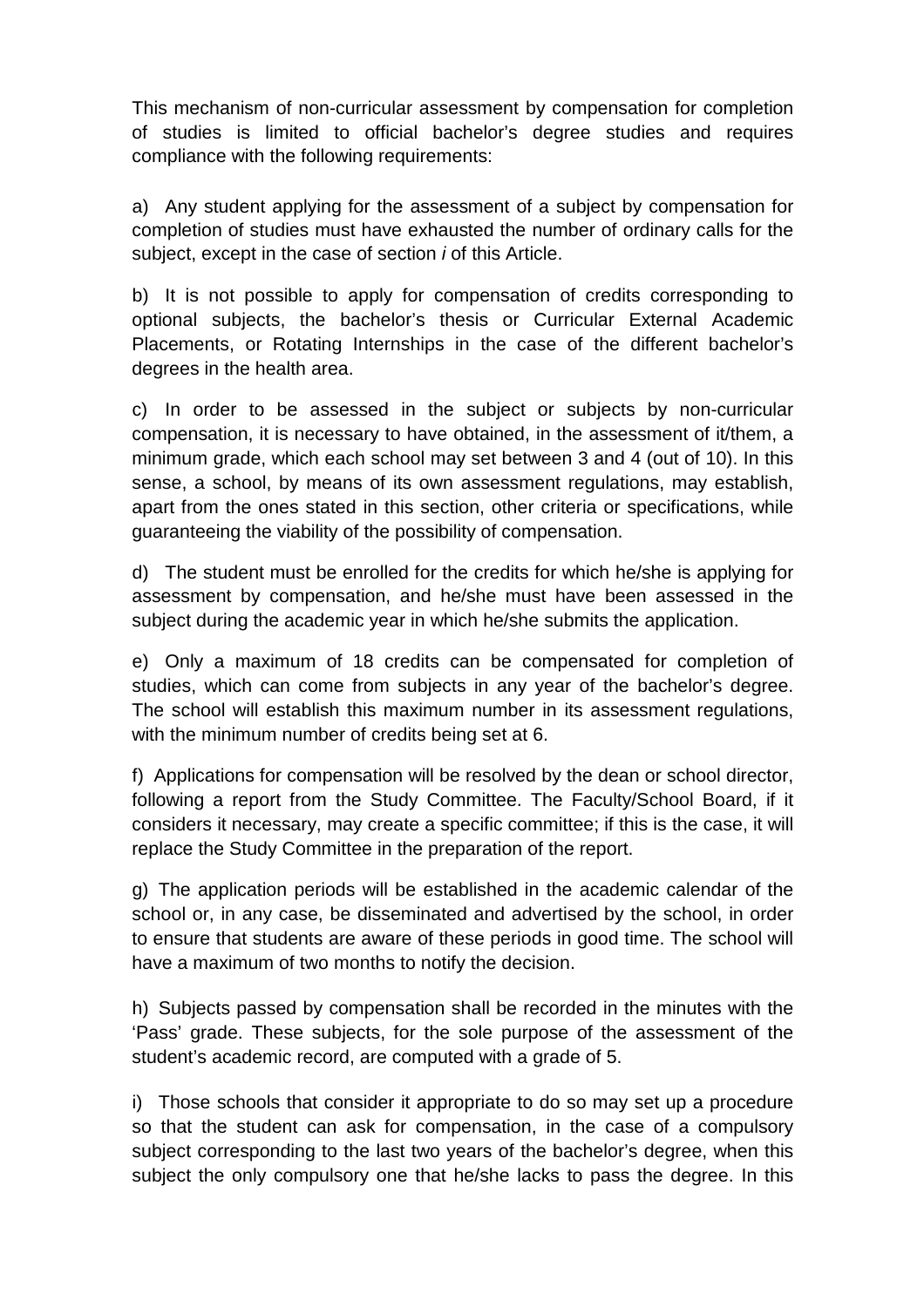This mechanism of non-curricular assessment by compensation for completion of studies is limited to official bachelor's degree studies and requires compliance with the following requirements:

a) Any student applying for the assessment of a subject by compensation for completion of studies must have exhausted the number of ordinary calls for the subject, except in the case of section *i* of this Article.

b) It is not possible to apply for compensation of credits corresponding to optional subjects, the bachelor's thesis or Curricular External Academic Placements, or Rotating Internships in the case of the different bachelor's degrees in the health area.

c) In order to be assessed in the subject or subjects by non-curricular compensation, it is necessary to have obtained, in the assessment of it/them, a minimum grade, which each school may set between 3 and 4 (out of 10). In this sense, a school, by means of its own assessment regulations, may establish, apart from the ones stated in this section, other criteria or specifications, while guaranteeing the viability of the possibility of compensation.

d) The student must be enrolled for the credits for which he/she is applying for assessment by compensation, and he/she must have been assessed in the subject during the academic year in which he/she submits the application.

e) Only a maximum of 18 credits can be compensated for completion of studies, which can come from subjects in any year of the bachelor's degree. The school will establish this maximum number in its assessment regulations, with the minimum number of credits being set at 6.

f) Applications for compensation will be resolved by the dean or school director, following a report from the Study Committee. The Faculty/School Board, if it considers it necessary, may create a specific committee; if this is the case, it will replace the Study Committee in the preparation of the report.

g) The application periods will be established in the academic calendar of the school or, in any case, be disseminated and advertised by the school, in order to ensure that students are aware of these periods in good time. The school will have a maximum of two months to notify the decision.

h) Subjects passed by compensation shall be recorded in the minutes with the 'Pass' grade. These subjects, for the sole purpose of the assessment of the student's academic record, are computed with a grade of 5.

i) Those schools that consider it appropriate to do so may set up a procedure so that the student can ask for compensation, in the case of a compulsory subject corresponding to the last two years of the bachelor's degree, when this subject the only compulsory one that he/she lacks to pass the degree. In this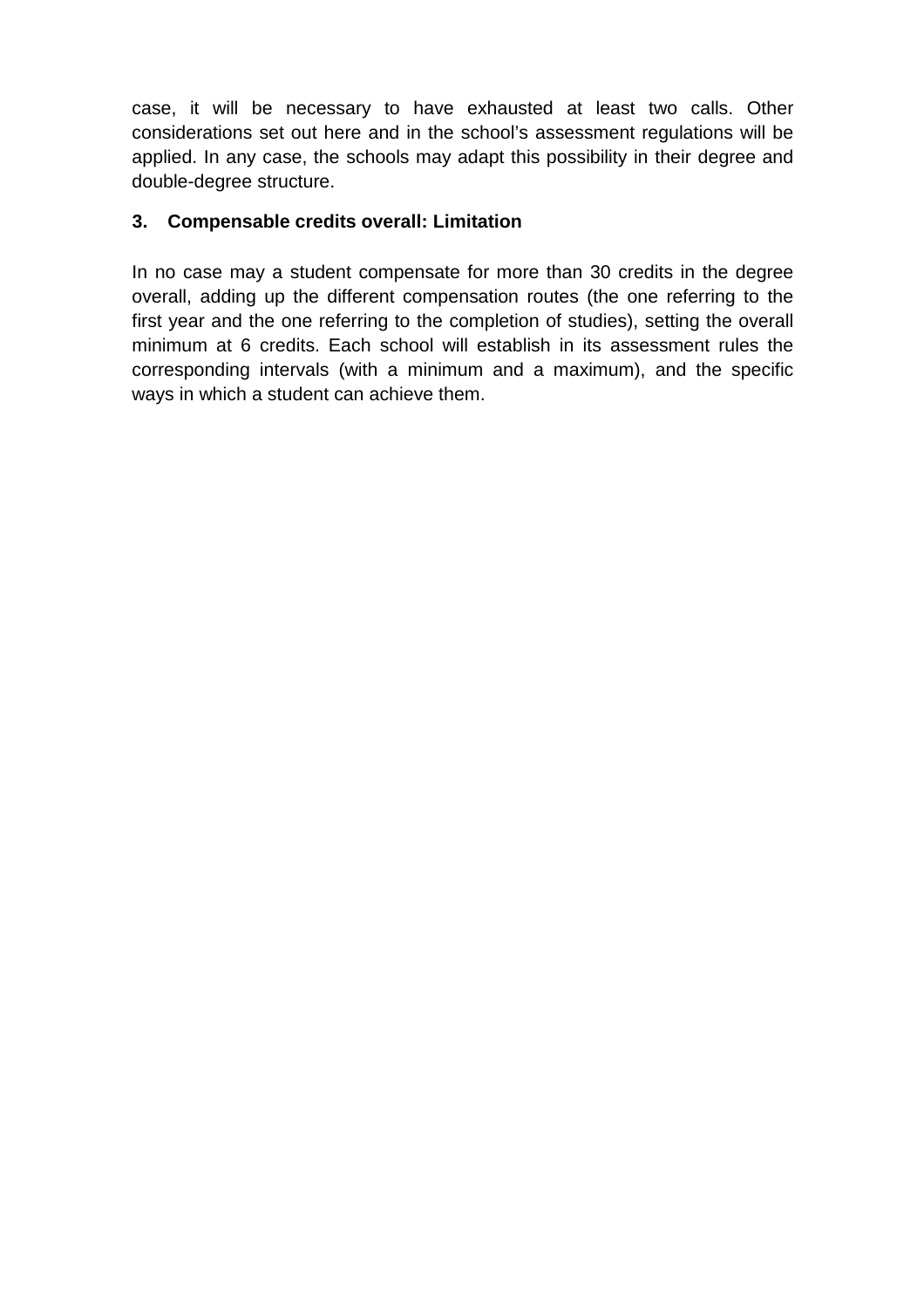case, it will be necessary to have exhausted at least two calls. Other considerations set out here and in the school's assessment regulations will be applied. In any case, the schools may adapt this possibility in their degree and double-degree structure.

### 3. Compensable credits overall: Limitation

In no case may a student compensate for more than 30 credits in the degree overall, adding up the different compensation routes (the one referring to the first year and the one referring to the completion of studies), setting the overall minimum at 6 credits. Each school will establish in its assessment rules the corresponding intervals (with a minimum and a maximum), and the specific ways in which a student can achieve them.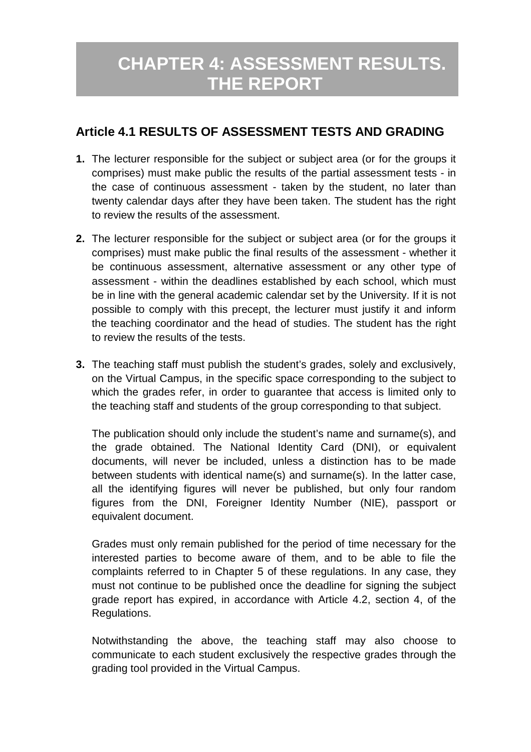# CHAPTER 4: ASSESSMENT RESULTS. THE REPORT

## Article 4.1 RESULTS OF ASSESSMENT TESTS AND GRADING

1. The lecturer responsible for the subject or subject area (or for the groups it comprises) must make public the results of the partial assessment tests - in the case of continuous assessment - taken by the student, no later than twenty calendar days after they have been taken. The student has the right to review the results of the assessment.

2. The lecturer responsible for the subject or subject area (or for the groups it comprises) must make public the final results of the assessment - whether it be continuous assessment, alternative assessment or any other type of assessment - within the deadlines established by each school, which must be in line with the general academic calendar set by the University. If it is not possible to comply with this precept, the lecturer must justify it and inform the teaching coordinator and the head of studies. The student has the right to review the results of the tests.

3. The teaching staff must publish the student's grades, solely and exclusively, on the Virtual Campus, in the specific space corresponding to the subject to which the grades refer, in order to guarantee that access is limited only to the teaching staff and students of the group corresponding to that subject.

   The publication should only include the student's name and surname(s), and the grade obtained. The National Identity Card (DNI), or equivalent documents, will never be included, unless a distinction has to be made between students with identical name(s) and surname(s). In the latter case, all the identifying figures will never be published, but only four random figures from the DNI, Foreigner Identity Number (NIE), passport or equivalent document.

   Grades must only remain published for the period of time necessary for the interested parties to become aware of them, and to be able to file the complaints referred to in Chapter 5 of these regulations. In any case, they must not continue to be published once the deadline for signing the subject grade report has expired, in accordance with Article 4.2, section 4, of the Regulations.

   Notwithstanding the above, the teaching staff may also choose to communicate to each student exclusively the respective grades through the grading tool provided in the Virtual Campus.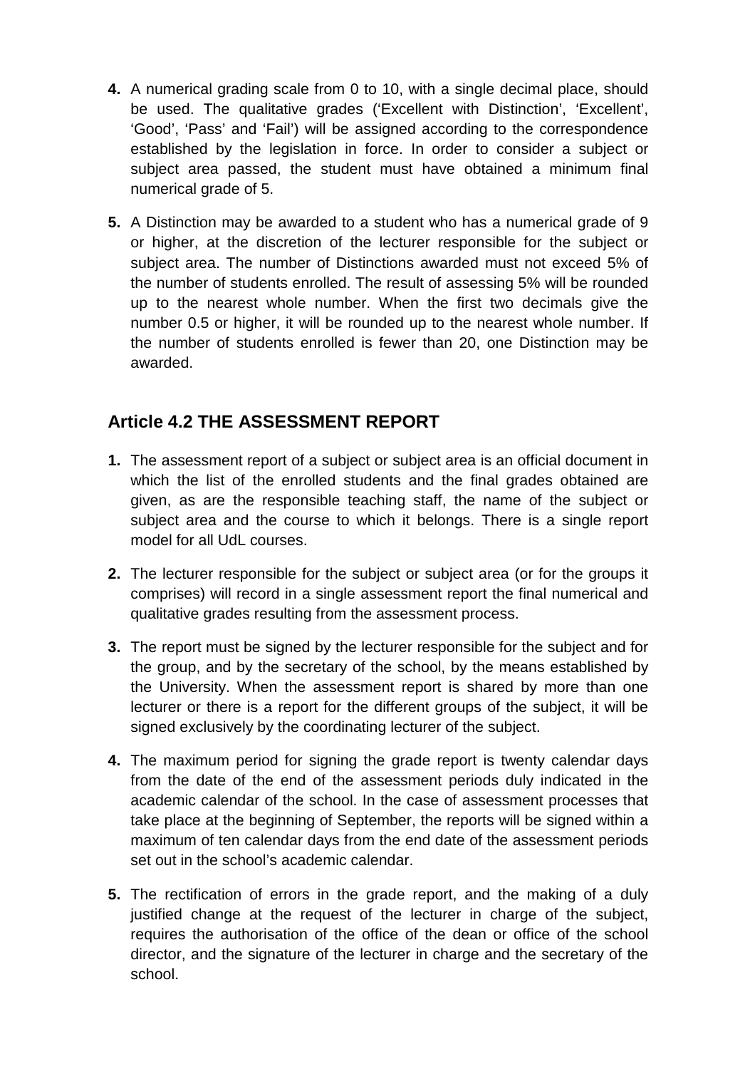**4.** A numerical grading scale from 0 to 10, with a single decimal place, should be used. The qualitative grades ('Excellent with Distinction', 'Excellent', 'Good', 'Pass' and 'Fail') will be assigned according to the correspondence established by the legislation in force. In order to consider a subject or subject area passed, the student must have obtained a minimum final numerical grade of 5.

**5.** A Distinction may be awarded to a student who has a numerical grade of 9 or higher, at the discretion of the lecturer responsible for the subject or subject area. The number of Distinctions awarded must not exceed 5% of the number of students enrolled. The result of assessing 5% will be rounded up to the nearest whole number. When the first two decimals give the number 0.5 or higher, it will be rounded up to the nearest whole number. If the number of students enrolled is fewer than 20, one Distinction may be awarded.

## Article 4.2 THE ASSESSMENT REPORT

**1.** The assessment report of a subject or subject area is an official document in which the list of the enrolled students and the final grades obtained are given, as are the responsible teaching staff, the name of the subject or subject area and the course to which it belongs. There is a single report model for all UdL courses.

**2.** The lecturer responsible for the subject or subject area (or for the groups it comprises) will record in a single assessment report the final numerical and qualitative grades resulting from the assessment process.

**3.** The report must be signed by the lecturer responsible for the subject and for the group, and by the secretary of the school, by the means established by the University. When the assessment report is shared by more than one lecturer or there is a report for the different groups of the subject, it will be signed exclusively by the coordinating lecturer of the subject.

**4.** The maximum period for signing the grade report is twenty calendar days from the date of the end of the assessment periods duly indicated in the academic calendar of the school. In the case of assessment processes that take place at the beginning of September, the reports will be signed within a maximum of ten calendar days from the end date of the assessment periods set out in the school's academic calendar.

**5.** The rectification of errors in the grade report, and the making of a duly justified change at the request of the lecturer in charge of the subject, requires the authorisation of the office of the dean or office of the school director, and the signature of the lecturer in charge and the secretary of the school.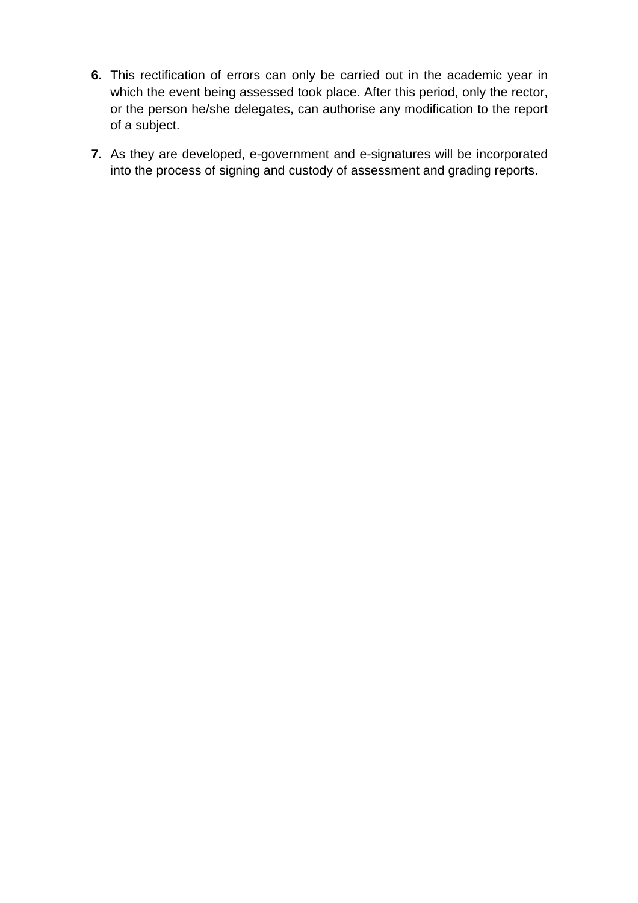6. This rectification of errors can only be carried out in the academic year in which the event being assessed took place. After this period, only the rector, or the person he/she delegates, can authorise any modification to the report of a subject.

7. As they are developed, e-government and e-signatures will be incorporated into the process of signing and custody of assessment and grading reports.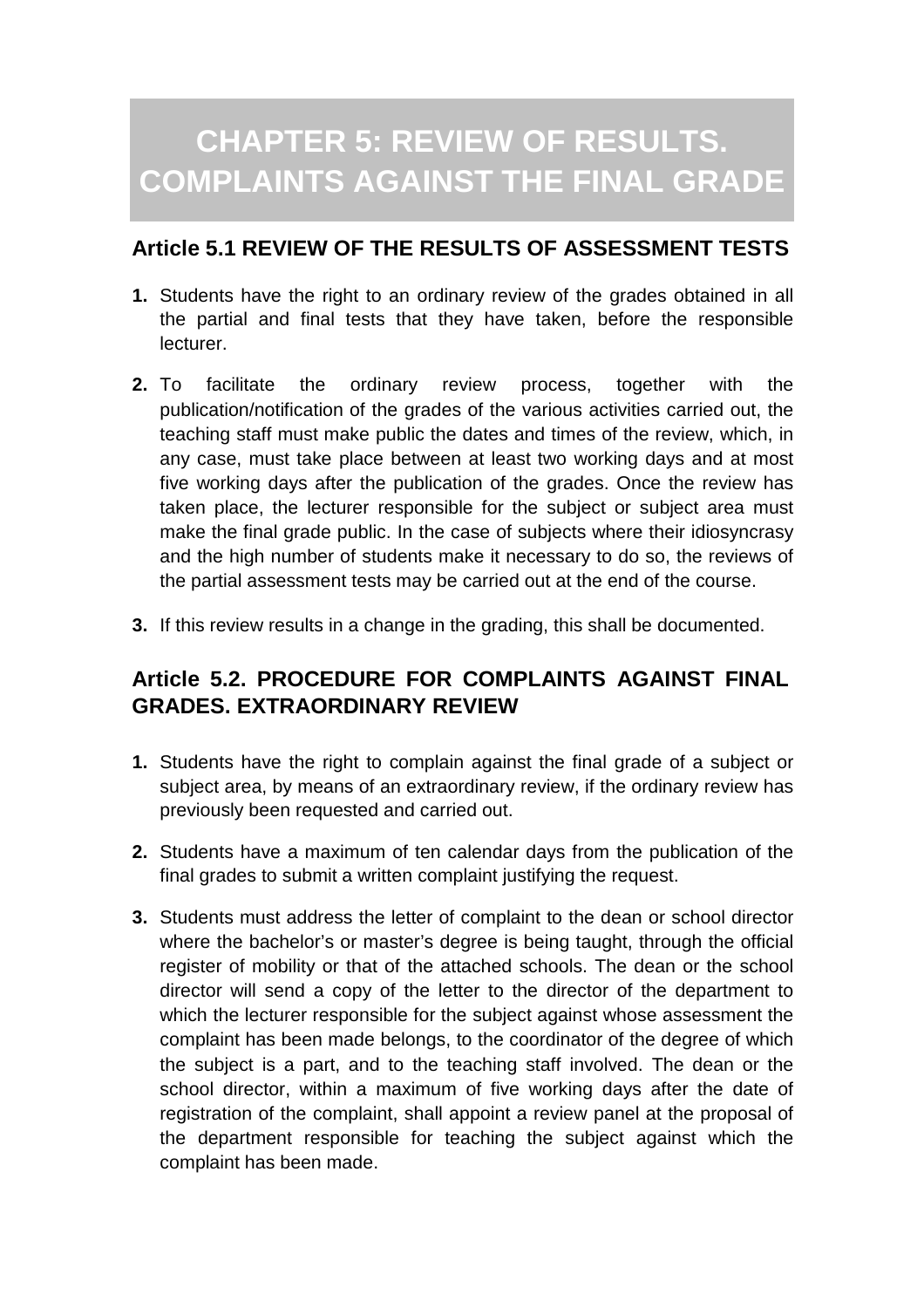# CHAPTER 5: REVIEW OF RESULTS. COMPLAINTS AGAINST THE FINAL GRADE

## Article 5.1 REVIEW OF THE RESULTS OF ASSESSMENT TESTS

1. Students have the right to an ordinary review of the grades obtained in all the partial and final tests that they have taken, before the responsible lecturer.
2. To facilitate the ordinary review process, together with the publication/notification of the grades of the various activities carried out, the teaching staff must make public the dates and times of the review, which, in any case, must take place between at least two working days and at most five working days after the publication of the grades. Once the review has taken place, the lecturer responsible for the subject or subject area must make the final grade public. In the case of subjects where their idiosyncrasy and the high number of students make it necessary to do so, the reviews of the partial assessment tests may be carried out at the end of the course.
3. If this review results in a change in the grading, this shall be documented.

## Article 5.2. PROCEDURE FOR COMPLAINTS AGAINST FINAL GRADES. EXTRAORDINARY REVIEW

1. Students have the right to complain against the final grade of a subject or subject area, by means of an extraordinary review, if the ordinary review has previously been requested and carried out.
2. Students have a maximum of ten calendar days from the publication of the final grades to submit a written complaint justifying the request.
3. Students must address the letter of complaint to the dean or school director where the bachelor's or master's degree is being taught, through the official register of mobility or that of the attached schools. The dean or the school director will send a copy of the letter to the director of the department to which the lecturer responsible for the subject against whose assessment the complaint has been made belongs, to the coordinator of the degree of which the subject is a part, and to the teaching staff involved. The dean or the school director, within a maximum of five working days after the date of registration of the complaint, shall appoint a review panel at the proposal of the department responsible for teaching the subject against which the complaint has been made.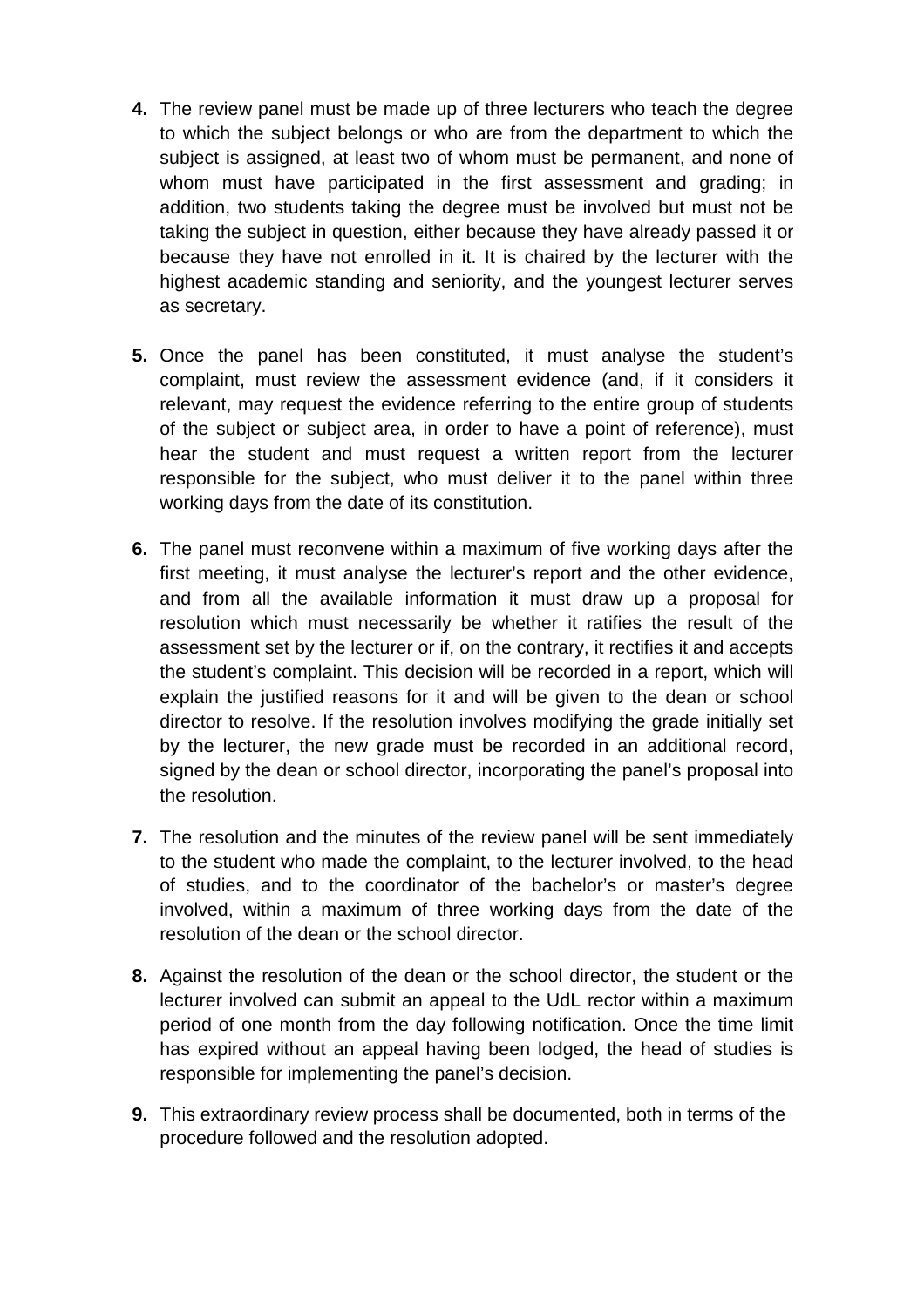4. The review panel must be made up of three lecturers who teach the degree to which the subject belongs or who are from the department to which the subject is assigned, at least two of whom must be permanent, and none of whom must have participated in the first assessment and grading; in addition, two students taking the degree must be involved but must not be taking the subject in question, either because they have already passed it or because they have not enrolled in it. It is chaired by the lecturer with the highest academic standing and seniority, and the youngest lecturer serves as secretary.

5. Once the panel has been constituted, it must analyse the student's complaint, must review the assessment evidence (and, if it considers it relevant, may request the evidence referring to the entire group of students of the subject or subject area, in order to have a point of reference), must hear the student and must request a written report from the lecturer responsible for the subject, who must deliver it to the panel within three working days from the date of its constitution.

6. The panel must reconvene within a maximum of five working days after the first meeting, it must analyse the lecturer's report and the other evidence, and from all the available information it must draw up a proposal for resolution which must necessarily be whether it ratifies the result of the assessment set by the lecturer or if, on the contrary, it rectifies it and accepts the student's complaint. This decision will be recorded in a report, which will explain the justified reasons for it and will be given to the dean or school director to resolve. If the resolution involves modifying the grade initially set by the lecturer, the new grade must be recorded in an additional record, signed by the dean or school director, incorporating the panel's proposal into the resolution.

7. The resolution and the minutes of the review panel will be sent immediately to the student who made the complaint, to the lecturer involved, to the head of studies, and to the coordinator of the bachelor's or master's degree involved, within a maximum of three working days from the date of the resolution of the dean or the school director.

8. Against the resolution of the dean or the school director, the student or the lecturer involved can submit an appeal to the UdL rector within a maximum period of one month from the day following notification. Once the time limit has expired without an appeal having been lodged, the head of studies is responsible for implementing the panel's decision.

9. This extraordinary review process shall be documented, both in terms of the procedure followed and the resolution adopted.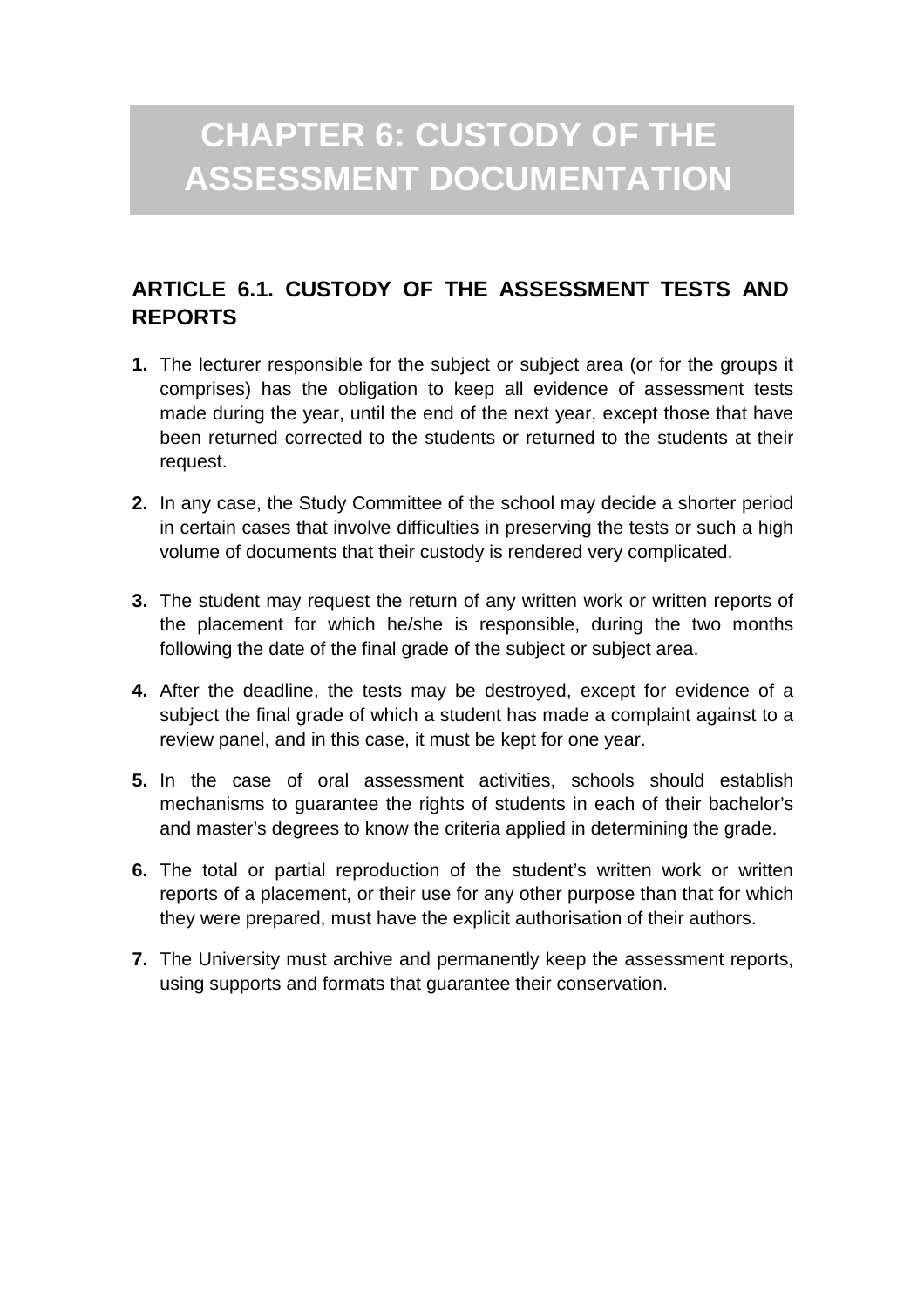# CHAPTER 6: CUSTODY OF THE ASSESSMENT DOCUMENTATION

## ARTICLE 6.1. CUSTODY OF THE ASSESSMENT TESTS AND REPORTS

1. The lecturer responsible for the subject or subject area (or for the groups it comprises) has the obligation to keep all evidence of assessment tests made during the year, until the end of the next year, except those that have been returned corrected to the students or returned to the students at their request.

2. In any case, the Study Committee of the school may decide a shorter period in certain cases that involve difficulties in preserving the tests or such a high volume of documents that their custody is rendered very complicated.

3. The student may request the return of any written work or written reports of the placement for which he/she is responsible, during the two months following the date of the final grade of the subject or subject area.

4. After the deadline, the tests may be destroyed, except for evidence of a subject the final grade of which a student has made a complaint against to a review panel, and in this case, it must be kept for one year.

5. In the case of oral assessment activities, schools should establish mechanisms to guarantee the rights of students in each of their bachelor's and master's degrees to know the criteria applied in determining the grade.

6. The total or partial reproduction of the student's written work or written reports of a placement, or their use for any other purpose than that for which they were prepared, must have the explicit authorisation of their authors.

7. The University must archive and permanently keep the assessment reports, using supports and formats that guarantee their conservation.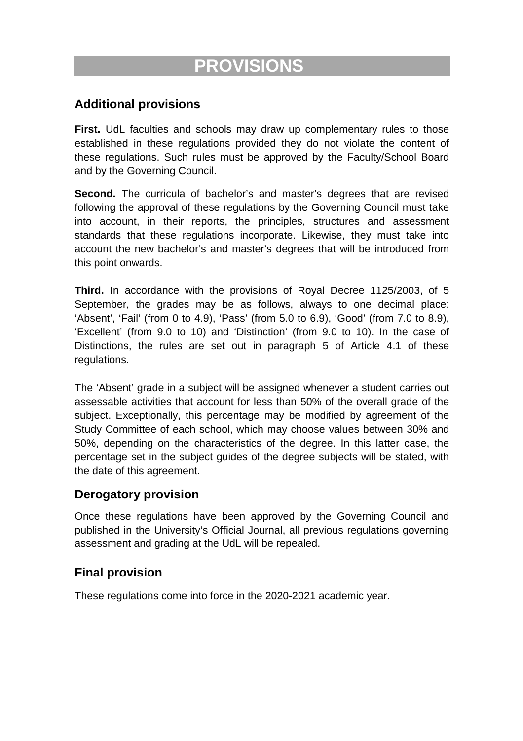# PROVISIONS

## Additional provisions

**First.** UdL faculties and schools may draw up complementary rules to those established in these regulations provided they do not violate the content of these regulations. Such rules must be approved by the Faculty/School Board and by the Governing Council.

**Second.** The curricula of bachelor's and master's degrees that are revised following the approval of these regulations by the Governing Council must take into account, in their reports, the principles, structures and assessment standards that these regulations incorporate. Likewise, they must take into account the new bachelor's and master's degrees that will be introduced from this point onwards.

**Third.** In accordance with the provisions of Royal Decree 1125/2003, of 5 September, the grades may be as follows, always to one decimal place: 'Absent', 'Fail' (from 0 to 4.9), 'Pass' (from 5.0 to 6.9), 'Good' (from 7.0 to 8.9), 'Excellent' (from 9.0 to 10) and 'Distinction' (from 9.0 to 10). In the case of Distinctions, the rules are set out in paragraph 5 of Article 4.1 of these regulations.

The 'Absent' grade in a subject will be assigned whenever a student carries out assessable activities that account for less than 50% of the overall grade of the subject. Exceptionally, this percentage may be modified by agreement of the Study Committee of each school, which may choose values between 30% and 50%, depending on the characteristics of the degree. In this latter case, the percentage set in the subject guides of the degree subjects will be stated, with the date of this agreement.

## Derogatory provision

Once these regulations have been approved by the Governing Council and published in the University's Official Journal, all previous regulations governing assessment and grading at the UdL will be repealed.

## Final provision

These regulations come into force in the 2020-2021 academic year.